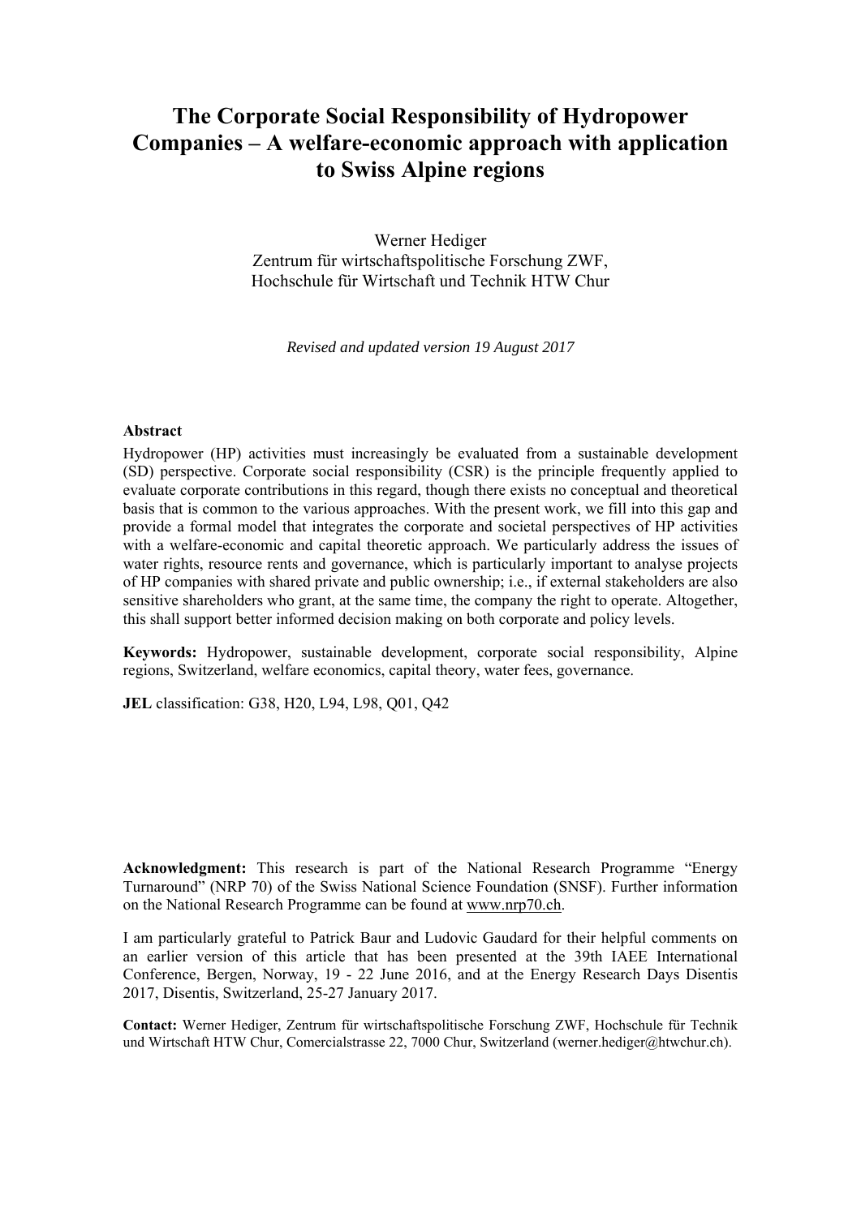# The Corporate Social Responsibility of Hydropower Companies – A welfare-economic approach with application to Swiss Alpine regions

Werner Hediger
Zentrum für wirtschaftspolitische Forschung ZWF,
Hochschule für Wirtschaft und Technik HTW Chur

*Revised and updated version 19 August 2017*

**Abstract**

Hydropower (HP) activities must increasingly be evaluated from a sustainable development (SD) perspective. Corporate social responsibility (CSR) is the principle frequently applied to evaluate corporate contributions in this regard, though there exists no conceptual and theoretical basis that is common to the various approaches. With the present work, we fill into this gap and provide a formal model that integrates the corporate and societal perspectives of HP activities with a welfare-economic and capital theoretic approach. We particularly address the issues of water rights, resource rents and governance, which is particularly important to analyse projects of HP companies with shared private and public ownership; i.e., if external stakeholders are also sensitive shareholders who grant, at the same time, the company the right to operate. Altogether, this shall support better informed decision making on both corporate and policy levels.

**Keywords:** Hydropower, sustainable development, corporate social responsibility, Alpine regions, Switzerland, welfare economics, capital theory, water fees, governance.

**JEL** classification: G38, H20, L94, L98, Q01, Q42

**Acknowledgment:** This research is part of the National Research Programme "Energy Turnaround" (NRP 70) of the Swiss National Science Foundation (SNSF). Further information on the National Research Programme can be found at www.nrp70.ch.

I am particularly grateful to Patrick Baur and Ludovic Gaudard for their helpful comments on an earlier version of this article that has been presented at the 39th IAEE International Conference, Bergen, Norway, 19 - 22 June 2016, and at the Energy Research Days Disentis 2017, Disentis, Switzerland, 25-27 January 2017.

**Contact:** Werner Hediger, Zentrum für wirtschaftspolitische Forschung ZWF, Hochschule für Technik und Wirtschaft HTW Chur, Comercialstrasse 22, 7000 Chur, Switzerland (werner.hediger@htwchur.ch).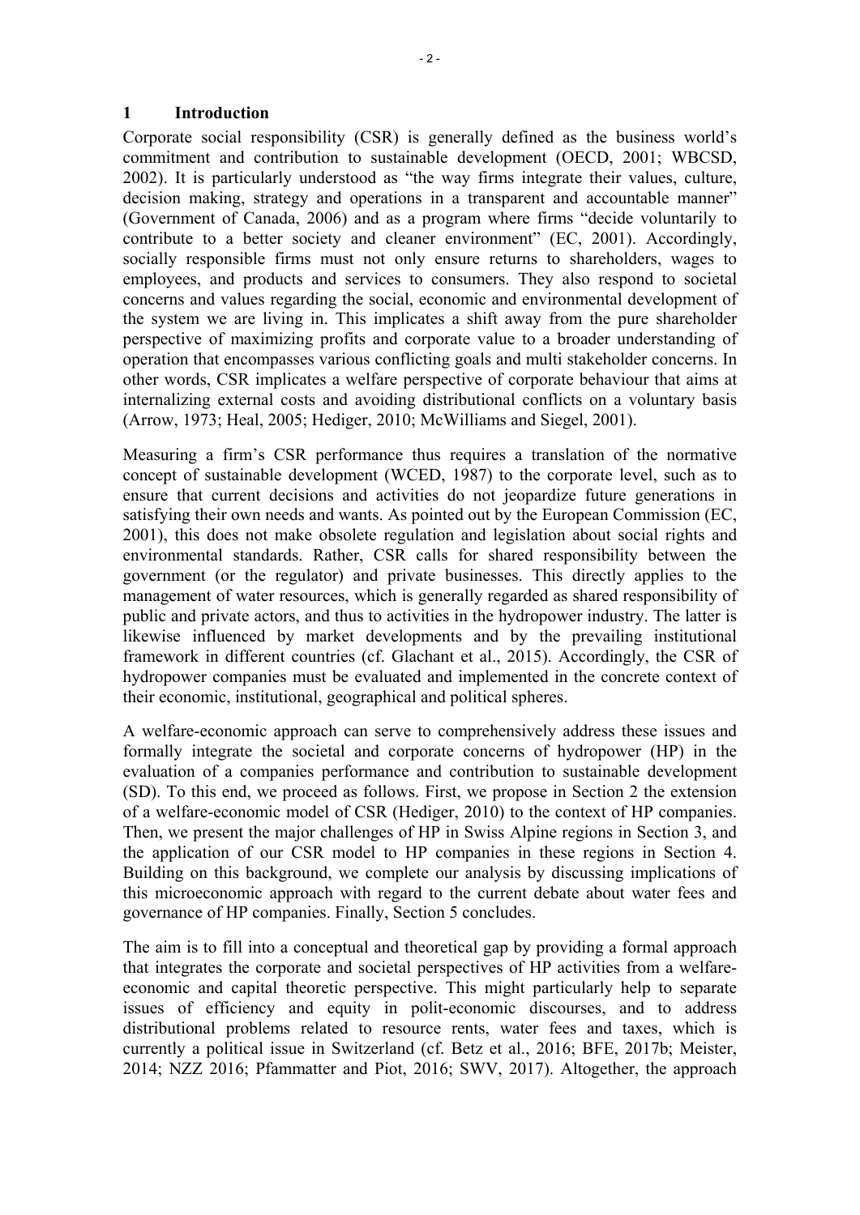# 1 Introduction

Corporate social responsibility (CSR) is generally defined as the business world's commitment and contribution to sustainable development (OECD, 2001; WBCSD, 2002). It is particularly understood as "the way firms integrate their values, culture, decision making, strategy and operations in a transparent and accountable manner" (Government of Canada, 2006) and as a program where firms "decide voluntarily to contribute to a better society and cleaner environment" (EC, 2001). Accordingly, socially responsible firms must not only ensure returns to shareholders, wages to employees, and products and services to consumers. They also respond to societal concerns and values regarding the social, economic and environmental development of the system we are living in. This implicates a shift away from the pure shareholder perspective of maximizing profits and corporate value to a broader understanding of operation that encompasses various conflicting goals and multi stakeholder concerns. In other words, CSR implicates a welfare perspective of corporate behaviour that aims at internalizing external costs and avoiding distributional conflicts on a voluntary basis (Arrow, 1973; Heal, 2005; Hediger, 2010; McWilliams and Siegel, 2001).

Measuring a firm's CSR performance thus requires a translation of the normative concept of sustainable development (WCED, 1987) to the corporate level, such as to ensure that current decisions and activities do not jeopardize future generations in satisfying their own needs and wants. As pointed out by the European Commission (EC, 2001), this does not make obsolete regulation and legislation about social rights and environmental standards. Rather, CSR calls for shared responsibility between the government (or the regulator) and private businesses. This directly applies to the management of water resources, which is generally regarded as shared responsibility of public and private actors, and thus to activities in the hydropower industry. The latter is likewise influenced by market developments and by the prevailing institutional framework in different countries (cf. Glachant et al., 2015). Accordingly, the CSR of hydropower companies must be evaluated and implemented in the concrete context of their economic, institutional, geographical and political spheres.

A welfare-economic approach can serve to comprehensively address these issues and formally integrate the societal and corporate concerns of hydropower (HP) in the evaluation of a companies performance and contribution to sustainable development (SD). To this end, we proceed as follows. First, we propose in Section 2 the extension of a welfare-economic model of CSR (Hediger, 2010) to the context of HP companies. Then, we present the major challenges of HP in Swiss Alpine regions in Section 3, and the application of our CSR model to HP companies in these regions in Section 4. Building on this background, we complete our analysis by discussing implications of this microeconomic approach with regard to the current debate about water fees and governance of HP companies. Finally, Section 5 concludes.

The aim is to fill into a conceptual and theoretical gap by providing a formal approach that integrates the corporate and societal perspectives of HP activities from a welfare-economic and capital theoretic perspective. This might particularly help to separate issues of efficiency and equity in polit-economic discourses, and to address distributional problems related to resource rents, water fees and taxes, which is currently a political issue in Switzerland (cf. Betz et al., 2016; BFE, 2017b; Meister, 2014; NZZ 2016; Pfammatter and Piot, 2016; SWV, 2017). Altogether, the approach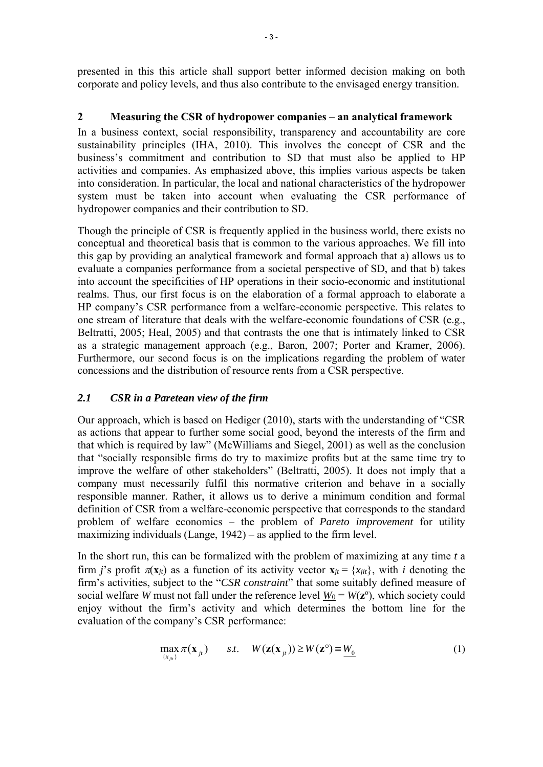presented in this this article shall support better informed decision making on both corporate and policy levels, and thus also contribute to the envisaged energy transition.

## 2 Measuring the CSR of hydropower companies – an analytical framework

In a business context, social responsibility, transparency and accountability are core sustainability principles (IHA, 2010). This involves the concept of CSR and the business's commitment and contribution to SD that must also be applied to HP activities and companies. As emphasized above, this implies various aspects be taken into consideration. In particular, the local and national characteristics of the hydropower system must be taken into account when evaluating the CSR performance of hydropower companies and their contribution to SD.

Though the principle of CSR is frequently applied in the business world, there exists no conceptual and theoretical basis that is common to the various approaches. We fill into this gap by providing an analytical framework and formal approach that a) allows us to evaluate a companies performance from a societal perspective of SD, and that b) takes into account the specificities of HP operations in their socio-economic and institutional realms. Thus, our first focus is on the elaboration of a formal approach to elaborate a HP company's CSR performance from a welfare-economic perspective. This relates to one stream of literature that deals with the welfare-economic foundations of CSR (e.g., Beltratti, 2005; Heal, 2005) and that contrasts the one that is intimately linked to CSR as a strategic management approach (e.g., Baron, 2007; Porter and Kramer, 2006). Furthermore, our second focus is on the implications regarding the problem of water concessions and the distribution of resource rents from a CSR perspective.

### *2.1 CSR in a Paretean view of the firm*

Our approach, which is based on Hediger (2010), starts with the understanding of "CSR as actions that appear to further some social good, beyond the interests of the firm and that which is required by law" (McWilliams and Siegel, 2001) as well as the conclusion that "socially responsible firms do try to maximize profits but at the same time try to improve the welfare of other stakeholders" (Beltratti, 2005). It does not imply that a company must necessarily fulfil this normative criterion and behave in a socially responsible manner. Rather, it allows us to derive a minimum condition and formal definition of CSR from a welfare-economic perspective that corresponds to the standard problem of welfare economics – the problem of *Pareto improvement* for utility maximizing individuals (Lange, 1942) – as applied to the firm level.

In the short run, this can be formalized with the problem of maximizing at any time $t$ a firm $j$'s profit $\pi(\mathbf{x}_{jt})$ as a function of its activity vector $\mathbf{x}_{jt} = \{x_{jit}\}$, with $i$ denoting the firm's activities, subject to the "*CSR constraint*" that some suitably defined measure of social welfare $W$ must not fall under the reference level $\underline{W_0} = W(\mathbf{z}^{\circ})$, which society could enjoy without the firm's activity and which determines the bottom line for the evaluation of the company's CSR performance:

$$\max_{\{x_{jit}\}} \pi(\mathbf{x}_{jt}) \qquad s.t. \quad W(\mathbf{z}(\mathbf{x}_{jt})) \geq W(\mathbf{z}^{\circ}) \equiv \underline{W_0} \tag{1}$$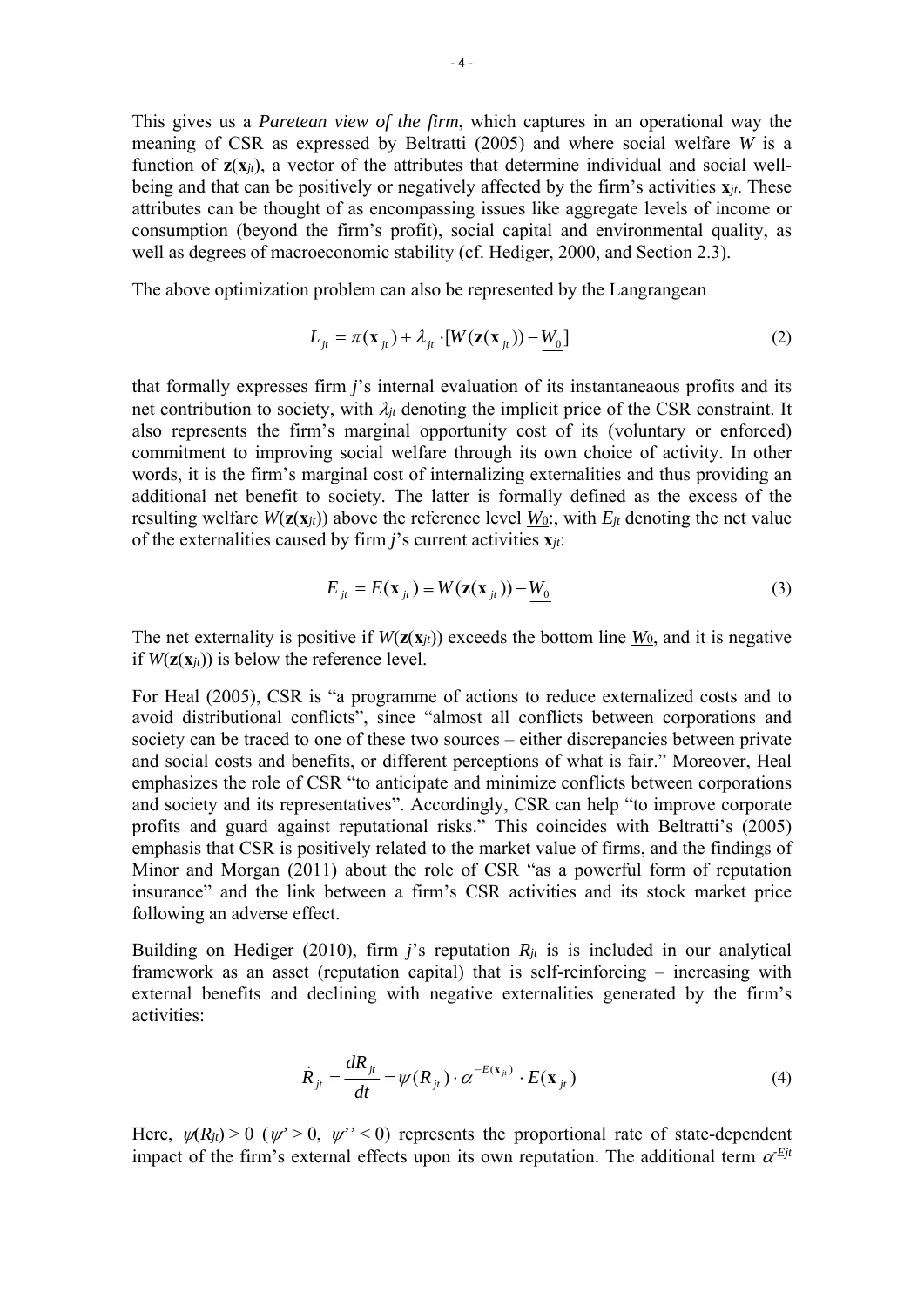This gives us a *Paretean view of the firm*, which captures in an operational way the meaning of CSR as expressed by Beltratti (2005) and where social welfare $W$ is a function of $\mathbf{z}(\mathbf{x}_{jt})$, a vector of the attributes that determine individual and social well-being and that can be positively or negatively affected by the firm's activities $\mathbf{x}_{jt}$. These attributes can be thought of as encompassing issues like aggregate levels of income or consumption (beyond the firm's profit), social capital and environmental quality, as well as degrees of macroeconomic stability (cf. Hediger, 2000, and Section 2.3).

The above optimization problem can also be represented by the Langrangean

$$L_{jt} = \pi(\mathbf{x}_{jt}) + \lambda_{jt} \cdot [W(\mathbf{z}(\mathbf{x}_{jt})) - \underline{W_0}] \tag{2}$$

that formally expresses firm $j$'s internal evaluation of its instantaneous profits and its net contribution to society, with $\lambda_{jt}$ denoting the implicit price of the CSR constraint. It also represents the firm's marginal opportunity cost of its (voluntary or enforced) commitment to improving social welfare through its own choice of activity. In other words, it is the firm's marginal cost of internalizing externalities and thus providing an additional net benefit to society. The latter is formally defined as the excess of the resulting welfare $W(\mathbf{z}(\mathbf{x}_{jt}))$ above the reference level $\underline{W_0}$:, with $E_{jt}$ denoting the net value of the externalities caused by firm $j$'s current activities $\mathbf{x}_{jt}$:

$$E_{jt} = E(\mathbf{x}_{jt}) \equiv W(\mathbf{z}(\mathbf{x}_{jt})) - \underline{W_0} \tag{3}$$

The net externality is positive if $W(\mathbf{z}(\mathbf{x}_{jt}))$ exceeds the bottom line $\underline{W_0}$, and it is negative if $W(\mathbf{z}(\mathbf{x}_{jt}))$ is below the reference level.

For Heal (2005), CSR is "a programme of actions to reduce externalized costs and to avoid distributional conflicts", since "almost all conflicts between corporations and society can be traced to one of these two sources – either discrepancies between private and social costs and benefits, or different perceptions of what is fair." Moreover, Heal emphasizes the role of CSR "to anticipate and minimize conflicts between corporations and society and its representatives". Accordingly, CSR can help "to improve corporate profits and guard against reputational risks." This coincides with Beltratti's (2005) emphasis that CSR is positively related to the market value of firms, and the findings of Minor and Morgan (2011) about the role of CSR "as a powerful form of reputation insurance" and the link between a firm's CSR activities and its stock market price following an adverse effect.

Building on Hediger (2010), firm $j$'s reputation $R_{jt}$ is is included in our analytical framework as an asset (reputation capital) that is self-reinforcing – increasing with external benefits and declining with negative externalities generated by the firm's activities:

$$\dot{R}_{jt} = \frac{dR_{jt}}{dt} = \psi(R_{jt}) \cdot \alpha^{-E(\mathbf{x}_{jt})} \cdot E(\mathbf{x}_{jt}) \tag{4}$$

Here, $\psi(R_{jt}) > 0$ ($\psi' > 0$, $\psi'' < 0$) represents the proportional rate of state-dependent impact of the firm's external effects upon its own reputation. The additional term $\alpha^{-Ejt}$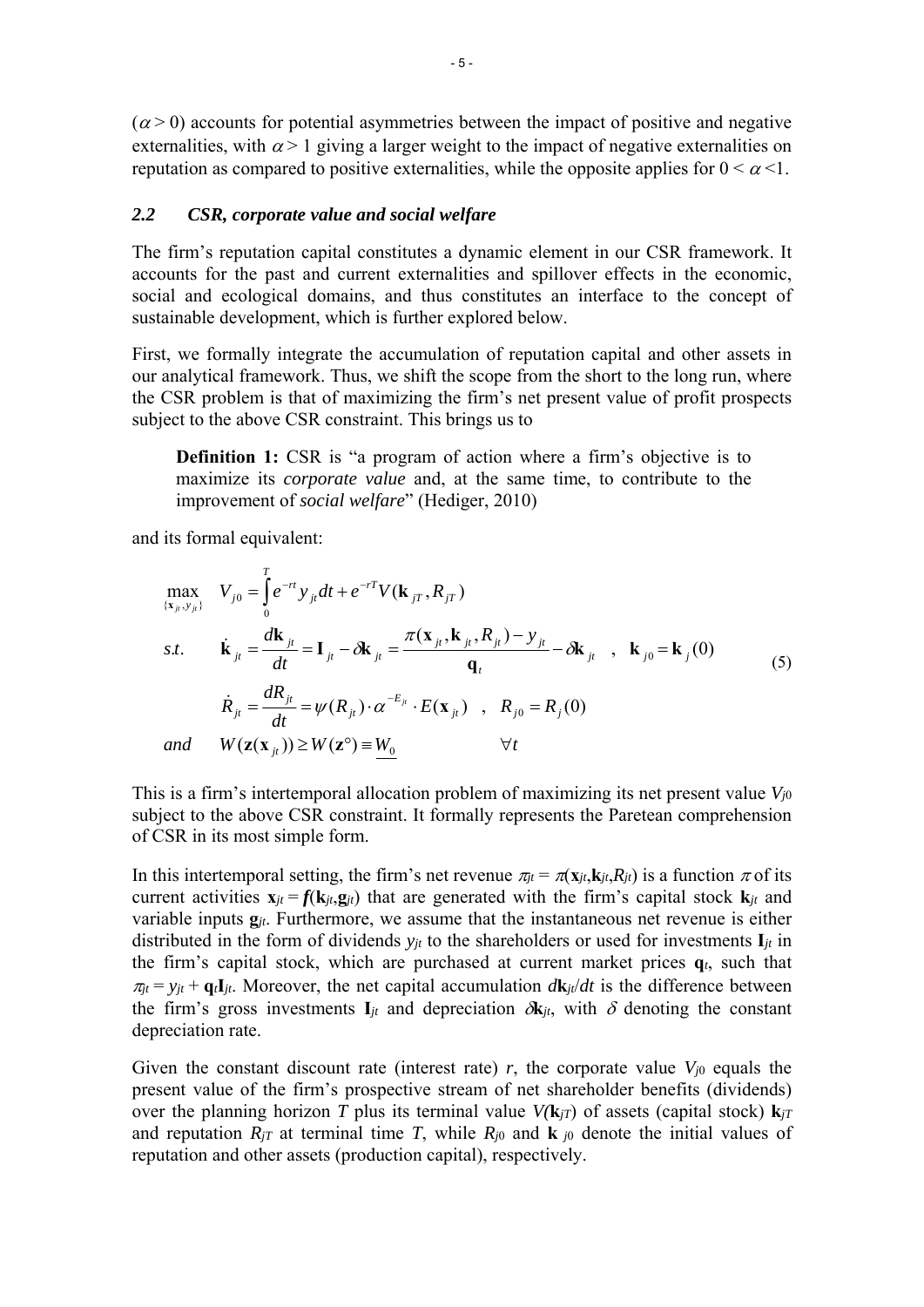($\alpha > 0$) accounts for potential asymmetries between the impact of positive and negative externalities, with $\alpha > 1$ giving a larger weight to the impact of negative externalities on reputation as compared to positive externalities, while the opposite applies for $0 < \alpha < 1$.

### *2.2 CSR, corporate value and social welfare*

The firm's reputation capital constitutes a dynamic element in our CSR framework. It accounts for the past and current externalities and spillover effects in the economic, social and ecological domains, and thus constitutes an interface to the concept of sustainable development, which is further explored below.

First, we formally integrate the accumulation of reputation capital and other assets in our analytical framework. Thus, we shift the scope from the short to the long run, where the CSR problem is that of maximizing the firm's net present value of profit prospects subject to the above CSR constraint. This brings us to

> **Definition 1:** CSR is "a program of action where a firm's objective is to maximize its *corporate value* and, at the same time, to contribute to the improvement of *social welfare*" (Hediger, 2010)

and its formal equivalent:

$$
\begin{aligned}
&\max_{\{\mathbf{x}_{jt}, y_{jt}\}} \quad V_{j0} = \int_0^T e^{-rt} y_{jt} dt + e^{-rT} V(\mathbf{k}_{jT}, R_{jT}) \\
&s.t. \quad \dot{\mathbf{k}}_{jt} = \frac{d\mathbf{k}_{jt}}{dt} = \mathbf{I}_{jt} - \delta \mathbf{k}_{jt} = \frac{\pi(\mathbf{x}_{jt}, \mathbf{k}_{jt}, R_{jt}) - y_{jt}}{\mathbf{q}_t} - \delta \mathbf{k}_{jt} \quad , \quad \mathbf{k}_{j0} = \mathbf{k}_j(0) \\
&\qquad \dot{R}_{jt} = \frac{dR_{jt}}{dt} = \psi(R_{jt}) \cdot \alpha^{-E_{jt}} \cdot E(\mathbf{x}_{jt}) \quad , \quad R_{j0} = R_j(0) \\
&and \quad W(\mathbf{z}(\mathbf{x}_{jt})) \geq W(\mathbf{z}^\circ) \equiv \underline{W_0} \qquad \forall t
\end{aligned}
\tag{5}
$$

This is a firm's intertemporal allocation problem of maximizing its net present value $V_{j0}$ subject to the above CSR constraint. It formally represents the Paretean comprehension of CSR in its most simple form.

In this intertemporal setting, the firm's net revenue $\pi_{jt} = \pi(\mathbf{x}_{jt}, \mathbf{k}_{jt}, R_{jt})$ is a function $\pi$ of its current activities $\mathbf{x}_{jt} = \boldsymbol{f}(\mathbf{k}_{jt}, \mathbf{g}_{jt})$ that are generated with the firm's capital stock $\mathbf{k}_{jt}$ and variable inputs $\mathbf{g}_{jt}$. Furthermore, we assume that the instantaneous net revenue is either distributed in the form of dividends $y_{jt}$ to the shareholders or used for investments $\mathbf{I}_{jt}$ in the firm's capital stock, which are purchased at current market prices $\mathbf{q}_t$, such that $\pi_{jt} = y_{jt} + \mathbf{q}_t \mathbf{I}_{jt}$. Moreover, the net capital accumulation $d\mathbf{k}_{jt}/dt$ is the difference between the firm's gross investments $\mathbf{I}_{jt}$ and depreciation $\delta \mathbf{k}_{jt}$, with $\delta$ denoting the constant depreciation rate.

Given the constant discount rate (interest rate) $r$, the corporate value $V_{j0}$ equals the present value of the firm's prospective stream of net shareholder benefits (dividends) over the planning horizon $T$ plus its terminal value $V(\mathbf{k}_{jT})$ of assets (capital stock) $\mathbf{k}_{jT}$ and reputation $R_{jT}$ at terminal time $T$, while $R_{j0}$ and $\mathbf{k}_{j0}$ denote the initial values of reputation and other assets (production capital), respectively.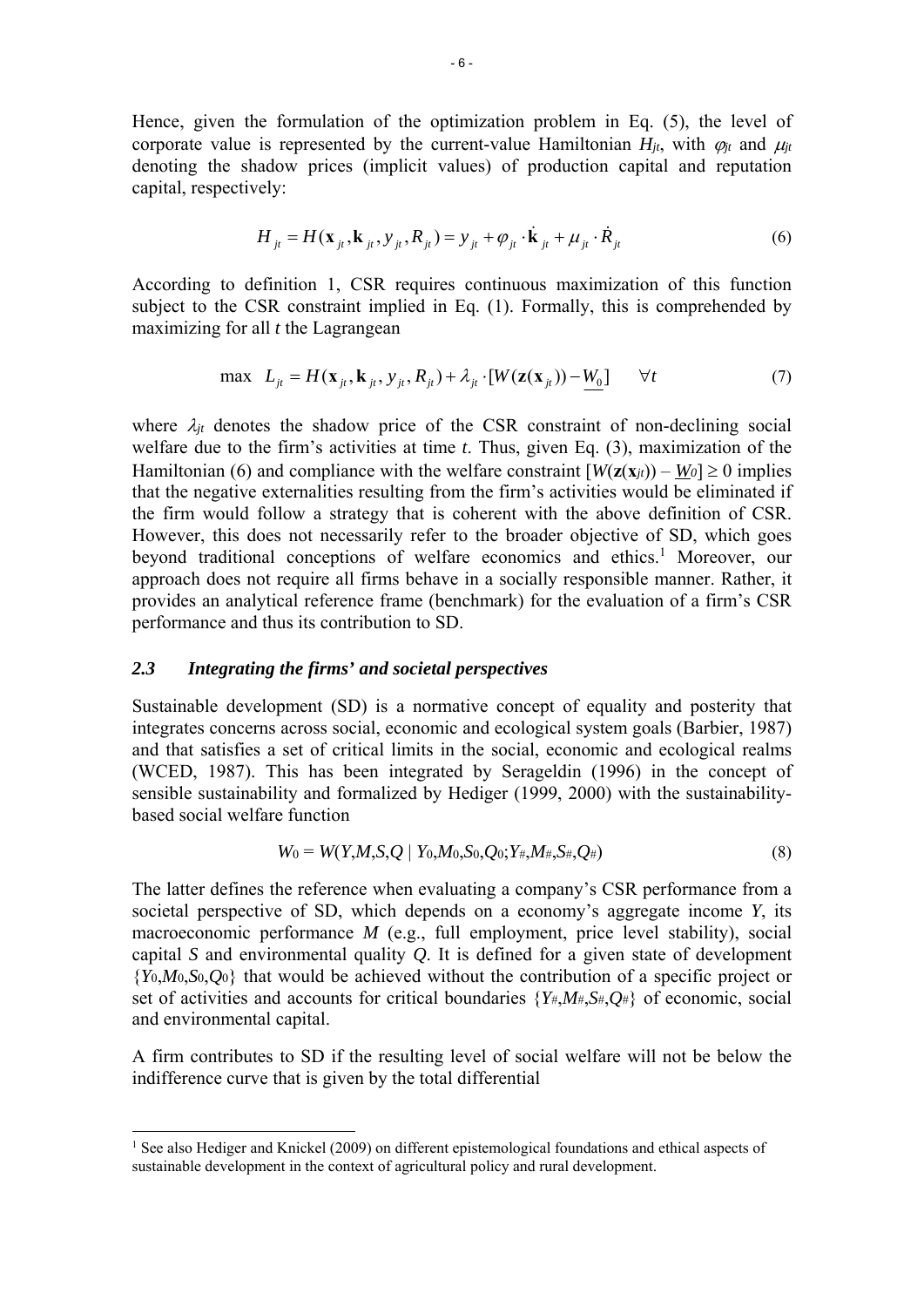Hence, given the formulation of the optimization problem in Eq. (5), the level of corporate value is represented by the current-value Hamiltonian $H_{jt}$, with $\varphi_{jt}$ and $\mu_{jt}$ denoting the shadow prices (implicit values) of production capital and reputation capital, respectively:

$$H_{jt} = H(\mathbf{x}_{jt}, \mathbf{k}_{jt}, y_{jt}, R_{jt}) = y_{jt} + \varphi_{jt} \cdot \dot{\mathbf{k}}_{jt} + \mu_{jt} \cdot \dot{R}_{jt} \tag{6}$$

According to definition 1, CSR requires continuous maximization of this function subject to the CSR constraint implied in Eq. (1). Formally, this is comprehended by maximizing for all $t$ the Lagrangean

$$\max \quad L_{jt} = H(\mathbf{x}_{jt}, \mathbf{k}_{jt}, y_{jt}, R_{jt}) + \lambda_{jt} \cdot [W(\mathbf{z}(\mathbf{x}_{jt})) - \underline{W_0}] \qquad \forall t \tag{7}$$

where $\lambda_{jt}$ denotes the shadow price of the CSR constraint of non-declining social welfare due to the firm's activities at time $t$. Thus, given Eq. (3), maximization of the Hamiltonian (6) and compliance with the welfare constraint $[W(\mathbf{z}(\mathbf{x}_{jt})) - \underline{W_0}] \geq 0$ implies that the negative externalities resulting from the firm's activities would be eliminated if the firm would follow a strategy that is coherent with the above definition of CSR. However, this does not necessarily refer to the broader objective of SD, which goes beyond traditional conceptions of welfare economics and ethics.[1] Moreover, our approach does not require all firms behave in a socially responsible manner. Rather, it provides an analytical reference frame (benchmark) for the evaluation of a firm's CSR performance and thus its contribution to SD.

### *2.3 Integrating the firms' and societal perspectives*

Sustainable development (SD) is a normative concept of equality and posterity that integrates concerns across social, economic and ecological system goals (Barbier, 1987) and that satisfies a set of critical limits in the social, economic and ecological realms (WCED, 1987). This has been integrated by Serageldin (1996) in the concept of sensible sustainability and formalized by Hediger (1999, 2000) with the sustainability-based social welfare function

$$W_0 = W(Y,M,S,Q \mid Y_0,M_0,S_0,Q_0;Y_\#,M_\#,S_\#,Q_\#) \tag{8}$$

The latter defines the reference when evaluating a company's CSR performance from a societal perspective of SD, which depends on a economy's aggregate income $Y$, its macroeconomic performance $M$ (e.g., full employment, price level stability), social capital $S$ and environmental quality $Q$. It is defined for a given state of development $\{Y_0,M_0,S_0,Q_0\}$ that would be achieved without the contribution of a specific project or set of activities and accounts for critical boundaries $\{Y_\#,M_\#,S_\#,Q_\#\}$ of economic, social and environmental capital.

A firm contributes to SD if the resulting level of social welfare will not be below the indifference curve that is given by the total differential

[1] See also Hediger and Knickel (2009) on different epistemological foundations and ethical aspects of sustainable development in the context of agricultural policy and rural development.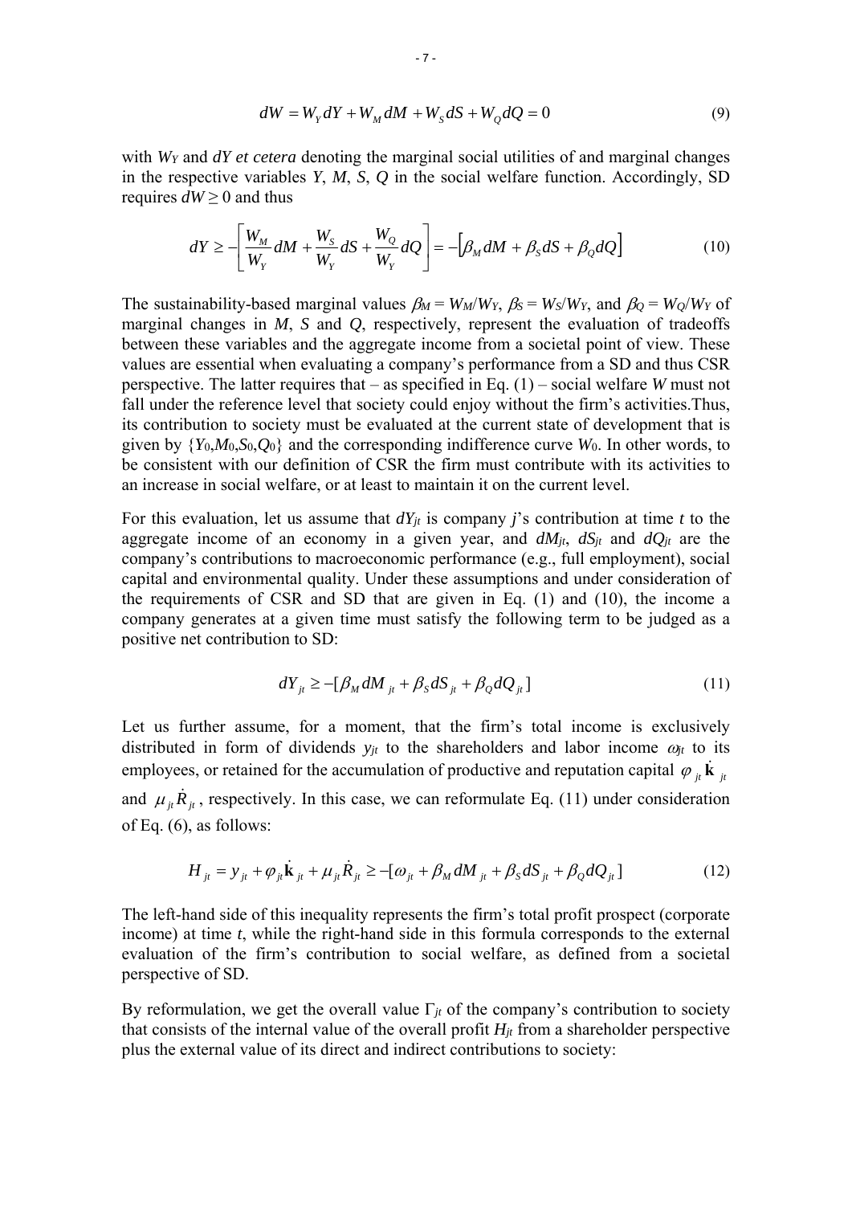$$dW = W_Y dY + W_M dM + W_S dS + W_Q dQ = 0 \tag{9}$$

with $W_Y$ and $dY$ *et cetera* denoting the marginal social utilities of and marginal changes in the respective variables $Y$, $M$, $S$, $Q$ in the social welfare function. Accordingly, SD requires $dW \geq 0$ and thus

$$dY \geq -\left[\frac{W_M}{W_Y} dM + \frac{W_S}{W_Y} dS + \frac{W_Q}{W_Y} dQ\right] = -\left[\beta_M dM + \beta_S dS + \beta_Q dQ\right] \tag{10}$$

The sustainability-based marginal values $\beta_M = W_M/W_Y$, $\beta_S = W_S/W_Y$, and $\beta_Q = W_Q/W_Y$ of marginal changes in $M$, $S$ and $Q$, respectively, represent the evaluation of tradeoffs between these variables and the aggregate income from a societal point of view. These values are essential when evaluating a company's performance from a SD and thus CSR perspective. The latter requires that – as specified in Eq. (1) – social welfare $W$ must not fall under the reference level that society could enjoy without the firm's activities.Thus, its contribution to society must be evaluated at the current state of development that is given by $\{Y_0, M_0, S_0, Q_0\}$ and the corresponding indifference curve $W_0$. In other words, to be consistent with our definition of CSR the firm must contribute with its activities to an increase in social welfare, or at least to maintain it on the current level.

For this evaluation, let us assume that $dY_{jt}$ is company $j$'s contribution at time $t$ to the aggregate income of an economy in a given year, and $dM_{jt}$, $dS_{jt}$ and $dQ_{jt}$ are the company's contributions to macroeconomic performance (e.g., full employment), social capital and environmental quality. Under these assumptions and under consideration of the requirements of CSR and SD that are given in Eq. (1) and (10), the income a company generates at a given time must satisfy the following term to be judged as a positive net contribution to SD:

$$dY_{jt} \geq -[\beta_M dM_{jt} + \beta_S dS_{jt} + \beta_Q dQ_{jt}] \tag{11}$$

Let us further assume, for a moment, that the firm's total income is exclusively distributed in form of dividends $y_{jt}$ to the shareholders and labor income $\omega_{jt}$ to its employees, or retained for the accumulation of productive and reputation capital $\varphi_{jt} \dot{\mathbf{k}}_{jt}$ and $\mu_{jt} \dot{R}_{jt}$, respectively. In this case, we can reformulate Eq. (11) under consideration of Eq. (6), as follows:

$$H_{jt} = y_{jt} + \varphi_{jt} \dot{\mathbf{k}}_{jt} + \mu_{jt} \dot{R}_{jt} \geq -[\omega_{jt} + \beta_M dM_{jt} + \beta_S dS_{jt} + \beta_Q dQ_{jt}] \tag{12}$$

The left-hand side of this inequality represents the firm's total profit prospect (corporate income) at time $t$, while the right-hand side in this formula corresponds to the external evaluation of the firm's contribution to social welfare, as defined from a societal perspective of SD.

By reformulation, we get the overall value $\Gamma_{jt}$ of the company's contribution to society that consists of the internal value of the overall profit $H_{jt}$ from a shareholder perspective plus the external value of its direct and indirect contributions to society: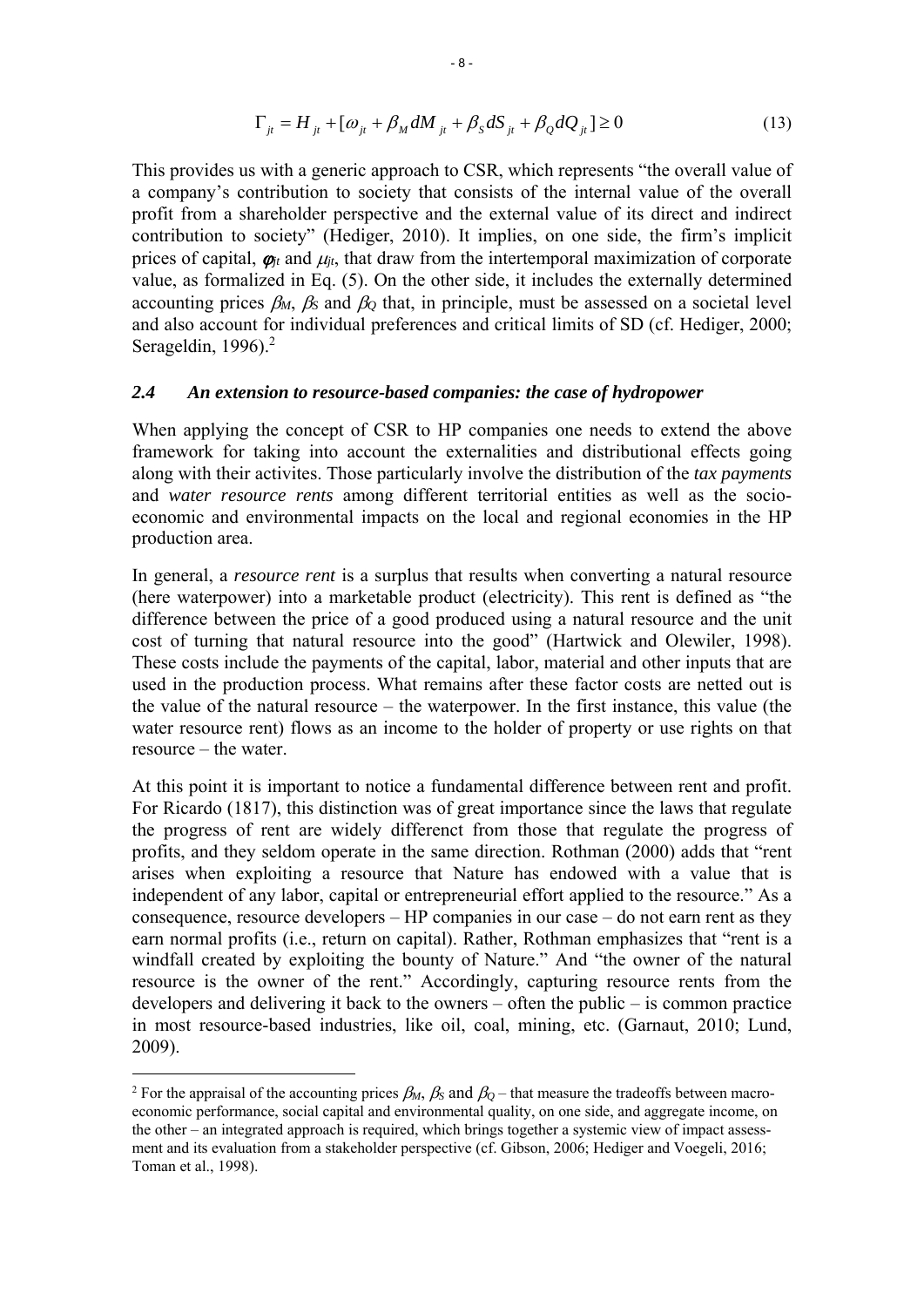$$\Gamma_{jt} = H_{jt} + [\omega_{jt} + \beta_M dM_{jt} + \beta_S dS_{jt} + \beta_Q dQ_{jt}] \geq 0 \tag{13}$$

This provides us with a generic approach to CSR, which represents "the overall value of a company's contribution to society that consists of the internal value of the overall profit from a shareholder perspective and the external value of its direct and indirect contribution to society" (Hediger, 2010). It implies, on one side, the firm's implicit prices of capital, $\phi_{jt}$ and $\mu_{jt}$, that draw from the intertemporal maximization of corporate value, as formalized in Eq. (5). On the other side, it includes the externally determined accounting prices $\beta_M$, $\beta_S$ and $\beta_Q$ that, in principle, must be assessed on a societal level and also account for individual preferences and critical limits of SD (cf. Hediger, 2000; Serageldin, 1996).[2]

### *2.4 An extension to resource-based companies: the case of hydropower*

When applying the concept of CSR to HP companies one needs to extend the above framework for taking into account the externalities and distributional effects going along with their activites. Those particularly involve the distribution of the *tax payments* and *water resource rents* among different territorial entities as well as the socio-economic and environmental impacts on the local and regional economies in the HP production area.

In general, a *resource rent* is a surplus that results when converting a natural resource (here waterpower) into a marketable product (electricity). This rent is defined as "the difference between the price of a good produced using a natural resource and the unit cost of turning that natural resource into the good" (Hartwick and Olewiler, 1998). These costs include the payments of the capital, labor, material and other inputs that are used in the production process. What remains after these factor costs are netted out is the value of the natural resource – the waterpower. In the first instance, this value (the water resource rent) flows as an income to the holder of property or use rights on that resource – the water.

At this point it is important to notice a fundamental difference between rent and profit. For Ricardo (1817), this distinction was of great importance since the laws that regulate the progress of rent are widely differenct from those that regulate the progress of profits, and they seldom operate in the same direction. Rothman (2000) adds that "rent arises when exploiting a resource that Nature has endowed with a value that is independent of any labor, capital or entrepreneurial effort applied to the resource." As a consequence, resource developers – HP companies in our case – do not earn rent as they earn normal profits (i.e., return on capital). Rather, Rothman emphasizes that "rent is a windfall created by exploiting the bounty of Nature." And "the owner of the natural resource is the owner of the rent." Accordingly, capturing resource rents from the developers and delivering it back to the owners – often the public – is common practice in most resource-based industries, like oil, coal, mining, etc. (Garnaut, 2010; Lund, 2009).

---

[2] For the appraisal of the accounting prices $\beta_M$, $\beta_S$ and $\beta_Q$ – that measure the tradeoffs between macro-economic performance, social capital and environmental quality, on one side, and aggregate income, on the other – an integrated approach is required, which brings together a systemic view of impact assessment and its evaluation from a stakeholder perspective (cf. Gibson, 2006; Hediger and Voegeli, 2016; Toman et al., 1998).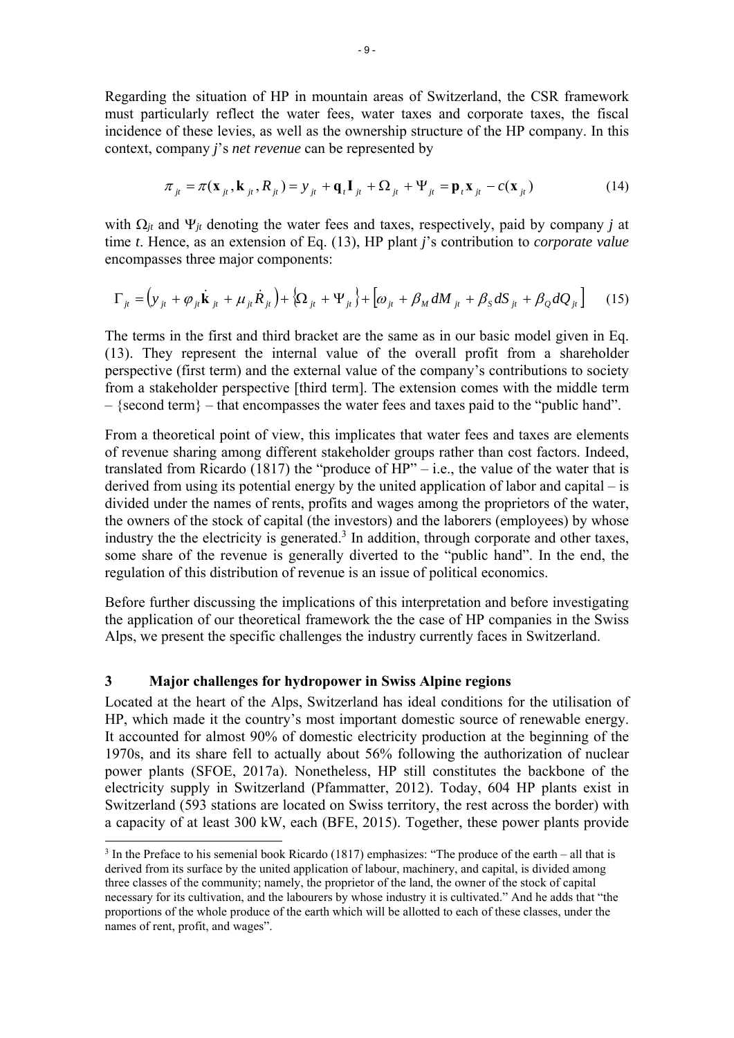Regarding the situation of HP in mountain areas of Switzerland, the CSR framework must particularly reflect the water fees, water taxes and corporate taxes, the fiscal incidence of these levies, as well as the ownership structure of the HP company. In this context, company *j*'s *net revenue* can be represented by

$$\pi_{jt} = \pi(\mathbf{x}_{jt}, \mathbf{k}_{jt}, R_{jt}) = y_{jt} + \mathbf{q}_t \mathbf{I}_{jt} + \Omega_{jt} + \Psi_{jt} = \mathbf{p}_t \mathbf{x}_{jt} - c(\mathbf{x}_{jt}) \tag{14}$$

with $\Omega_{jt}$ and $\Psi_{jt}$ denoting the water fees and taxes, respectively, paid by company *j* at time *t*. Hence, as an extension of Eq. (13), HP plant *j*'s contribution to *corporate value* encompasses three major components:

$$\Gamma_{jt} = \left(y_{jt} + \varphi_{jt}\dot{\mathbf{k}}_{jt} + \mu_{jt}\dot{R}_{jt}\right) + \left\{\Omega_{jt} + \Psi_{jt}\right\} + \left[\omega_{jt} + \beta_M dM_{jt} + \beta_S dS_{jt} + \beta_Q dQ_{jt}\right] \tag{15}$$

The terms in the first and third bracket are the same as in our basic model given in Eq. (13). They represent the internal value of the overall profit from a shareholder perspective (first term) and the external value of the company's contributions to society from a stakeholder perspective [third term]. The extension comes with the middle term – {second term} – that encompasses the water fees and taxes paid to the "public hand".

From a theoretical point of view, this implicates that water fees and taxes are elements of revenue sharing among different stakeholder groups rather than cost factors. Indeed, translated from Ricardo (1817) the "produce of HP" – i.e., the value of the water that is derived from using its potential energy by the united application of labor and capital – is divided under the names of rents, profits and wages among the proprietors of the water, the owners of the stock of capital (the investors) and the laborers (employees) by whose industry the the electricity is generated.[3] In addition, through corporate and other taxes, some share of the revenue is generally diverted to the "public hand". In the end, the regulation of this distribution of revenue is an issue of political economics.

Before further discussing the implications of this interpretation and before investigating the application of our theoretical framework the the case of HP companies in the Swiss Alps, we present the specific challenges the industry currently faces in Switzerland.

## 3 Major challenges for hydropower in Swiss Alpine regions

Located at the heart of the Alps, Switzerland has ideal conditions for the utilisation of HP, which made it the country's most important domestic source of renewable energy. It accounted for almost 90% of domestic electricity production at the beginning of the 1970s, and its share fell to actually about 56% following the authorization of nuclear power plants (SFOE, 2017a). Nonetheless, HP still constitutes the backbone of the electricity supply in Switzerland (Pfammatter, 2012). Today, 604 HP plants exist in Switzerland (593 stations are located on Swiss territory, the rest across the border) with a capacity of at least 300 kW, each (BFE, 2015). Together, these power plants provide

[3] In the Preface to his semenial book Ricardo (1817) emphasizes: "The produce of the earth – all that is derived from its surface by the united application of labour, machinery, and capital, is divided among three classes of the community; namely, the proprietor of the land, the owner of the stock of capital necessary for its cultivation, and the labourers by whose industry it is cultivated." And he adds that "the proportions of the whole produce of the earth which will be allotted to each of these classes, under the names of rent, profit, and wages".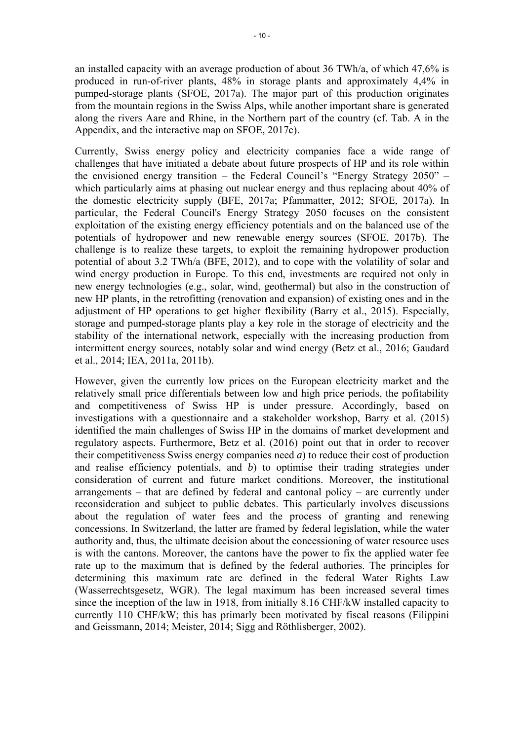an installed capacity with an average production of about 36 TWh/a, of which 47,6% is produced in run-of-river plants, 48% in storage plants and approximately 4,4% in pumped-storage plants (SFOE, 2017a). The major part of this production originates from the mountain regions in the Swiss Alps, while another important share is generated along the rivers Aare and Rhine, in the Northern part of the country (cf. Tab. A in the Appendix, and the interactive map on SFOE, 2017c).

Currently, Swiss energy policy and electricity companies face a wide range of challenges that have initiated a debate about future prospects of HP and its role within the envisioned energy transition – the Federal Council's "Energy Strategy 2050" – which particularly aims at phasing out nuclear energy and thus replacing about 40% of the domestic electricity supply (BFE, 2017a; Pfammatter, 2012; SFOE, 2017a). In particular, the Federal Council's Energy Strategy 2050 focuses on the consistent exploitation of the existing energy efficiency potentials and on the balanced use of the potentials of hydropower and new renewable energy sources (SFOE, 2017b). The challenge is to realize these targets, to exploit the remaining hydropower production potential of about 3.2 TWh/a (BFE, 2012), and to cope with the volatility of solar and wind energy production in Europe. To this end, investments are required not only in new energy technologies (e.g., solar, wind, geothermal) but also in the construction of new HP plants, in the retrofitting (renovation and expansion) of existing ones and in the adjustment of HP operations to get higher flexibility (Barry et al., 2015). Especially, storage and pumped-storage plants play a key role in the storage of electricity and the stability of the international network, especially with the increasing production from intermittent energy sources, notably solar and wind energy (Betz et al., 2016; Gaudard et al., 2014; IEA, 2011a, 2011b).

However, given the currently low prices on the European electricity market and the relatively small price differentials between low and high price periods, the pofitability and competitiveness of Swiss HP is under pressure. Accordingly, based on investigations with a questionnaire and a stakeholder workshop, Barry et al. (2015) identified the main challenges of Swiss HP in the domains of market development and regulatory aspects. Furthermore, Betz et al. (2016) point out that in order to recover their competitiveness Swiss energy companies need *a*) to reduce their cost of production and realise efficiency potentials, and *b*) to optimise their trading strategies under consideration of current and future market conditions. Moreover, the institutional arrangements – that are defined by federal and cantonal policy – are currently under reconsideration and subject to public debates. This particularly involves discussions about the regulation of water fees and the process of granting and renewing concessions. In Switzerland, the latter are framed by federal legislation, while the water authority and, thus, the ultimate decision about the concessioning of water resource uses is with the cantons. Moreover, the cantons have the power to fix the applied water fee rate up to the maximum that is defined by the federal authories. The principles for determining this maximum rate are defined in the federal Water Rights Law (Wasserrechtsgesetz, WGR). The legal maximum has been increased several times since the inception of the law in 1918, from initially 8.16 CHF/kW installed capacity to currently 110 CHF/kW; this has primarly been motivated by fiscal reasons (Filippini and Geissmann, 2014; Meister, 2014; Sigg and Röthlisberger, 2002).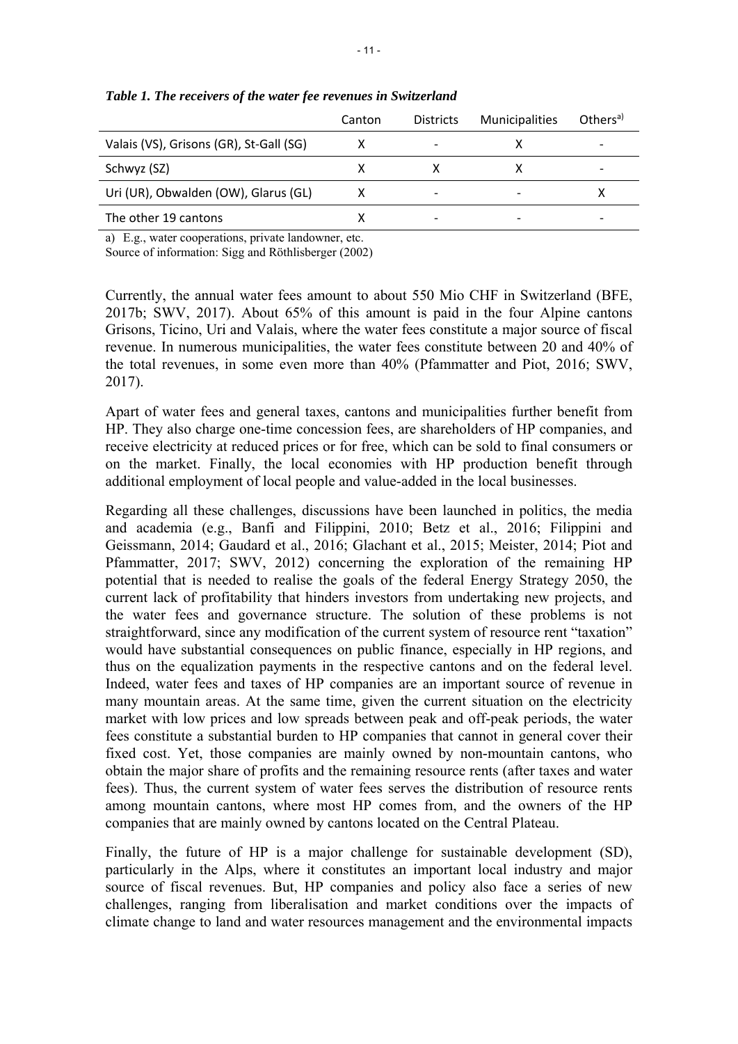*Table 1. The receivers of the water fee revenues in Switzerland*

| | Canton | Districts | Municipalities | Others[a)] |
|---|---|---|---|---|
| Valais (VS), Grisons (GR), St-Gall (SG) | X | - | X | - |
| Schwyz (SZ) | X | X | X | - |
| Uri (UR), Obwalden (OW), Glarus (GL) | X | - | - | X |
| The other 19 cantons | X | - | - | - |

a) E.g., water cooperations, private landowner, etc.
Source of information: Sigg and Röthlisberger (2002)

Currently, the annual water fees amount to about 550 Mio CHF in Switzerland (BFE, 2017b; SWV, 2017). About 65% of this amount is paid in the four Alpine cantons Grisons, Ticino, Uri and Valais, where the water fees constitute a major source of fiscal revenue. In numerous municipalities, the water fees constitute between 20 and 40% of the total revenues, in some even more than 40% (Pfammatter and Piot, 2016; SWV, 2017).

Apart of water fees and general taxes, cantons and municipalities further benefit from HP. They also charge one-time concession fees, are shareholders of HP companies, and receive electricity at reduced prices or for free, which can be sold to final consumers or on the market. Finally, the local economies with HP production benefit through additional employment of local people and value-added in the local businesses.

Regarding all these challenges, discussions have been launched in politics, the media and academia (e.g., Banfi and Filippini, 2010; Betz et al., 2016; Filippini and Geissmann, 2014; Gaudard et al., 2016; Glachant et al., 2015; Meister, 2014; Piot and Pfammatter, 2017; SWV, 2012) concerning the exploration of the remaining HP potential that is needed to realise the goals of the federal Energy Strategy 2050, the current lack of profitability that hinders investors from undertaking new projects, and the water fees and governance structure. The solution of these problems is not straightforward, since any modification of the current system of resource rent "taxation" would have substantial consequences on public finance, especially in HP regions, and thus on the equalization payments in the respective cantons and on the federal level. Indeed, water fees and taxes of HP companies are an important source of revenue in many mountain areas. At the same time, given the current situation on the electricity market with low prices and low spreads between peak and off-peak periods, the water fees constitute a substantial burden to HP companies that cannot in general cover their fixed cost. Yet, those companies are mainly owned by non-mountain cantons, who obtain the major share of profits and the remaining resource rents (after taxes and water fees). Thus, the current system of water fees serves the distribution of resource rents among mountain cantons, where most HP comes from, and the owners of the HP companies that are mainly owned by cantons located on the Central Plateau.

Finally, the future of HP is a major challenge for sustainable development (SD), particularly in the Alps, where it constitutes an important local industry and major source of fiscal revenues. But, HP companies and policy also face a series of new challenges, ranging from liberalisation and market conditions over the impacts of climate change to land and water resources management and the environmental impacts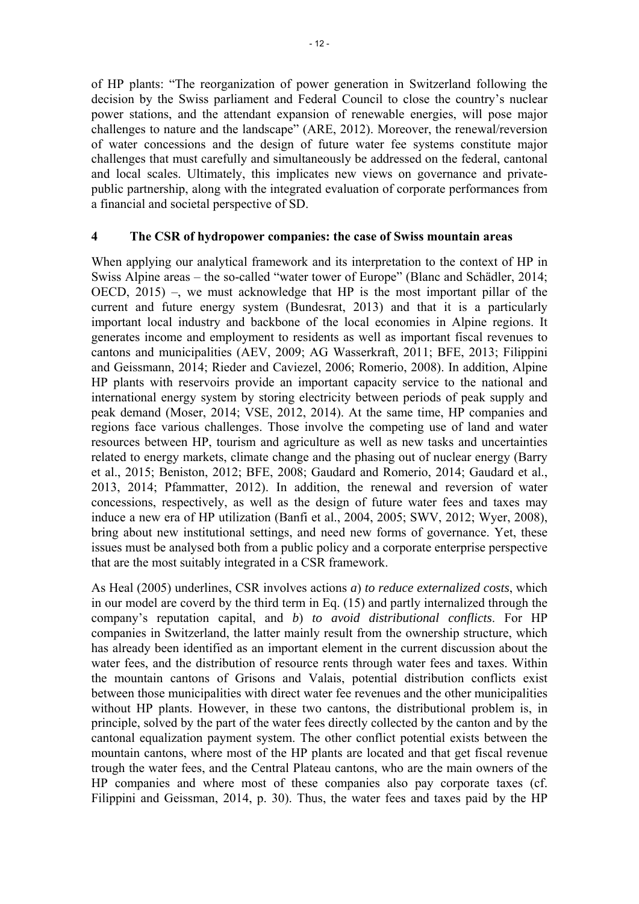of HP plants: "The reorganization of power generation in Switzerland following the decision by the Swiss parliament and Federal Council to close the country's nuclear power stations, and the attendant expansion of renewable energies, will pose major challenges to nature and the landscape" (ARE, 2012). Moreover, the renewal/reversion of water concessions and the design of future water fee systems constitute major challenges that must carefully and simultaneously be addressed on the federal, cantonal and local scales. Ultimately, this implicates new views on governance and private-public partnership, along with the integrated evaluation of corporate performances from a financial and societal perspective of SD.

## 4 The CSR of hydropower companies: the case of Swiss mountain areas

When applying our analytical framework and its interpretation to the context of HP in Swiss Alpine areas – the so-called "water tower of Europe" (Blanc and Schädler, 2014; OECD, 2015) –, we must acknowledge that HP is the most important pillar of the current and future energy system (Bundesrat, 2013) and that it is a particularly important local industry and backbone of the local economies in Alpine regions. It generates income and employment to residents as well as important fiscal revenues to cantons and municipalities (AEV, 2009; AG Wasserkraft, 2011; BFE, 2013; Filippini and Geissmann, 2014; Rieder and Caviezel, 2006; Romerio, 2008). In addition, Alpine HP plants with reservoirs provide an important capacity service to the national and international energy system by storing electricity between periods of peak supply and peak demand (Moser, 2014; VSE, 2012, 2014). At the same time, HP companies and regions face various challenges. Those involve the competing use of land and water resources between HP, tourism and agriculture as well as new tasks and uncertainties related to energy markets, climate change and the phasing out of nuclear energy (Barry et al., 2015; Beniston, 2012; BFE, 2008; Gaudard and Romerio, 2014; Gaudard et al., 2013, 2014; Pfammatter, 2012). In addition, the renewal and reversion of water concessions, respectively, as well as the design of future water fees and taxes may induce a new era of HP utilization (Banfi et al., 2004, 2005; SWV, 2012; Wyer, 2008), bring about new institutional settings, and need new forms of governance. Yet, these issues must be analysed both from a public policy and a corporate enterprise perspective that are the most suitably integrated in a CSR framework.

As Heal (2005) underlines, CSR involves actions *a*) *to reduce externalized costs*, which in our model are coverd by the third term in Eq. (15) and partly internalized through the company's reputation capital, and *b*) *to avoid distributional conflicts*. For HP companies in Switzerland, the latter mainly result from the ownership structure, which has already been identified as an important element in the current discussion about the water fees, and the distribution of resource rents through water fees and taxes. Within the mountain cantons of Grisons and Valais, potential distribution conflicts exist between those municipalities with direct water fee revenues and the other municipalities without HP plants. However, in these two cantons, the distributional problem is, in principle, solved by the part of the water fees directly collected by the canton and by the cantonal equalization payment system. The other conflict potential exists between the mountain cantons, where most of the HP plants are located and that get fiscal revenue trough the water fees, and the Central Plateau cantons, who are the main owners of the HP companies and where most of these companies also pay corporate taxes (cf. Filippini and Geissman, 2014, p. 30). Thus, the water fees and taxes paid by the HP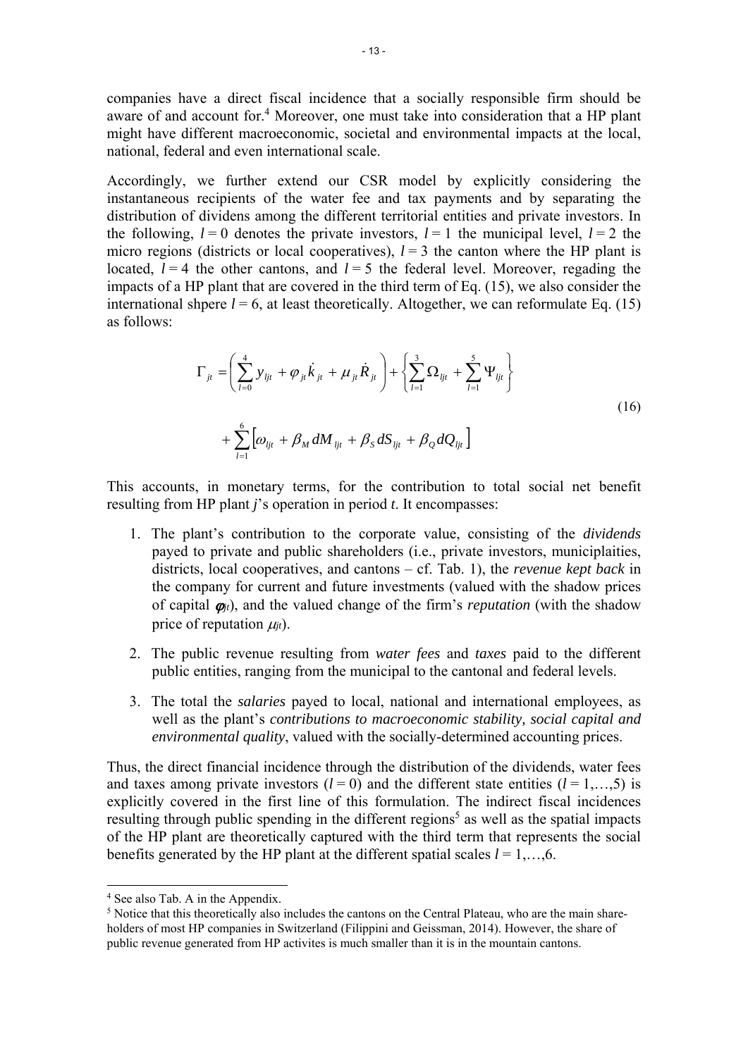companies have a direct fiscal incidence that a socially responsible firm should be aware of and account for.[4] Moreover, one must take into consideration that a HP plant might have different macroeconomic, societal and environmental impacts at the local, national, federal and even international scale.

Accordingly, we further extend our CSR model by explicitly considering the instantaneous recipients of the water fee and tax payments and by separating the distribution of dividens among the different territorial entities and private investors. In the following, $l = 0$ denotes the private investors, $l = 1$ the municipal level, $l = 2$ the micro regions (districts or local cooperatives), $l = 3$ the canton where the HP plant is located, $l = 4$ the other cantons, and $l = 5$ the federal level. Moreover, regading the impacts of a HP plant that are covered in the third term of Eq. (15), we also consider the international shpere $l = 6$, at least theoretically. Altogether, we can reformulate Eq. (15) as follows:

$$\Gamma_{jt} = \left( \sum_{l=0}^{4} y_{ljt} + \varphi_{jt} \dot{k}_{jt} + \mu_{jt} \dot{R}_{jt} \right) + \left\{ \sum_{l=1}^{3} \Omega_{ljt} + \sum_{l=1}^{5} \Psi_{ljt} \right\}$$
$$+ \sum_{l=1}^{6} \left[ \omega_{ljt} + \beta_M dM_{ljt} + \beta_S dS_{ljt} + \beta_Q dQ_{ljt} \right] \tag{16}$$

This accounts, in monetary terms, for the contribution to total social net benefit resulting from HP plant *j*'s operation in period *t*. It encompasses:

1. The plant's contribution to the corporate value, consisting of the *dividends* payed to private and public shareholders (i.e., private investors, municiplaities, districts, local cooperatives, and cantons – cf. Tab. 1), the *revenue kept back* in the company for current and future investments (valued with the shadow prices of capital $\varphi_{jt}$), and the valued change of the firm's *reputation* (with the shadow price of reputation $\mu_{ljt}$).
2. The public revenue resulting from *water fees* and *taxes* paid to the different public entities, ranging from the municipal to the cantonal and federal levels.
3. The total the *salaries* payed to local, national and international employees, as well as the plant's *contributions to macroeconomic stability, social capital and environmental quality*, valued with the socially-determined accounting prices.

Thus, the direct financial incidence through the distribution of the dividends, water fees and taxes among private investors ($l = 0$) and the different state entities ($l = 1,\ldots,5$) is explicitly covered in the first line of this formulation. The indirect fiscal incidences resulting through public spending in the different regions[5] as well as the spatial impacts of the HP plant are theoretically captured with the third term that represents the social benefits generated by the HP plant at the different spatial scales $l = 1,\ldots,6$.

---

[4] See also Tab. A in the Appendix.

[5] Notice that this theoretically also includes the cantons on the Central Plateau, who are the main share-holders of most HP companies in Switzerland (Filippini and Geissman, 2014). However, the share of public revenue generated from HP activites is much smaller than it is in the mountain cantons.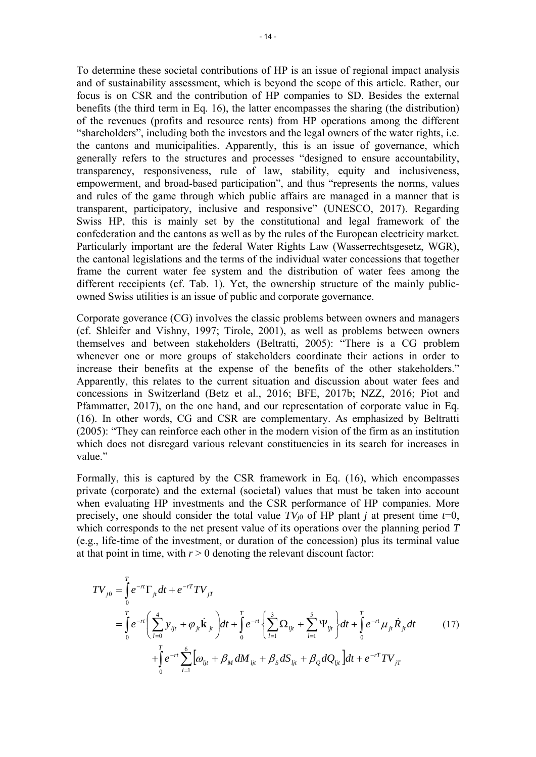To determine these societal contributions of HP is an issue of regional impact analysis and of sustainability assessment, which is beyond the scope of this article. Rather, our focus is on CSR and the contribution of HP companies to SD. Besides the external benefits (the third term in Eq. 16), the latter encompasses the sharing (the distribution) of the revenues (profits and resource rents) from HP operations among the different "shareholders", including both the investors and the legal owners of the water rights, i.e. the cantons and municipalities. Apparently, this is an issue of governance, which generally refers to the structures and processes "designed to ensure accountability, transparency, responsiveness, rule of law, stability, equity and inclusiveness, empowerment, and broad-based participation", and thus "represents the norms, values and rules of the game through which public affairs are managed in a manner that is transparent, participatory, inclusive and responsive" (UNESCO, 2017). Regarding Swiss HP, this is mainly set by the constitutional and legal framework of the confederation and the cantons as well as by the rules of the European electricity market. Particularly important are the federal Water Rights Law (Wasserrechtsgesetz, WGR), the cantonal legislations and the terms of the individual water concessions that together frame the current water fee system and the distribution of water fees among the different receipients (cf. Tab. 1). Yet, the ownership structure of the mainly public-owned Swiss utilities is an issue of public and corporate governance.

Corporate goverance (CG) involves the classic problems between owners and managers (cf. Shleifer and Vishny, 1997; Tirole, 2001), as well as problems between owners themselves and between stakeholders (Beltratti, 2005): "There is a CG problem whenever one or more groups of stakeholders coordinate their actions in order to increase their benefits at the expense of the benefits of the other stakeholders." Apparently, this relates to the current situation and discussion about water fees and concessions in Switzerland (Betz et al., 2016; BFE, 2017b; NZZ, 2016; Piot and Pfammatter, 2017), on the one hand, and our representation of corporate value in Eq. (16). In other words, CG and CSR are complementary. As emphasized by Beltratti (2005): "They can reinforce each other in the modern vision of the firm as an institution which does not disregard various relevant constituencies in its search for increases in value."

Formally, this is captured by the CSR framework in Eq. (16), which encompasses private (corporate) and the external (societal) values that must be taken into account when evaluating HP investments and the CSR performance of HP companies. More precisely, one should consider the total value $TV_{j0}$ of HP plant $j$ at present time $t$=0, which corresponds to the net present value of its operations over the planning period $T$ (e.g., life-time of the investment, or duration of the concession) plus its terminal value at that point in time, with $r > 0$ denoting the relevant discount factor:

$$
\begin{aligned}
TV_{j0} &= \int_0^T e^{-rt}\Gamma_{jt}\,dt + e^{-rT}TV_{jT} \\
&= \int_0^T e^{-rt}\left(\sum_{l=0}^{4} y_{ljt} + \varphi_{jt}\dot{\mathbf{k}}_{jt}\right)dt + \int_0^T e^{-rt}\left\{\sum_{l=1}^{3}\Omega_{ljt} + \sum_{l=1}^{5}\Psi_{ljt}\right\}dt + \int_0^T e^{-rt}\mu_{jt}\dot{R}_{jt}\,dt \\
&\quad + \int_0^T e^{-rt}\sum_{l=1}^{6}\left[\omega_{ljt} + \beta_M dM_{ljt} + \beta_S dS_{ljt} + \beta_Q dQ_{ljt}\right]dt + e^{-rT}TV_{jT}
\end{aligned}
\tag{17}
$$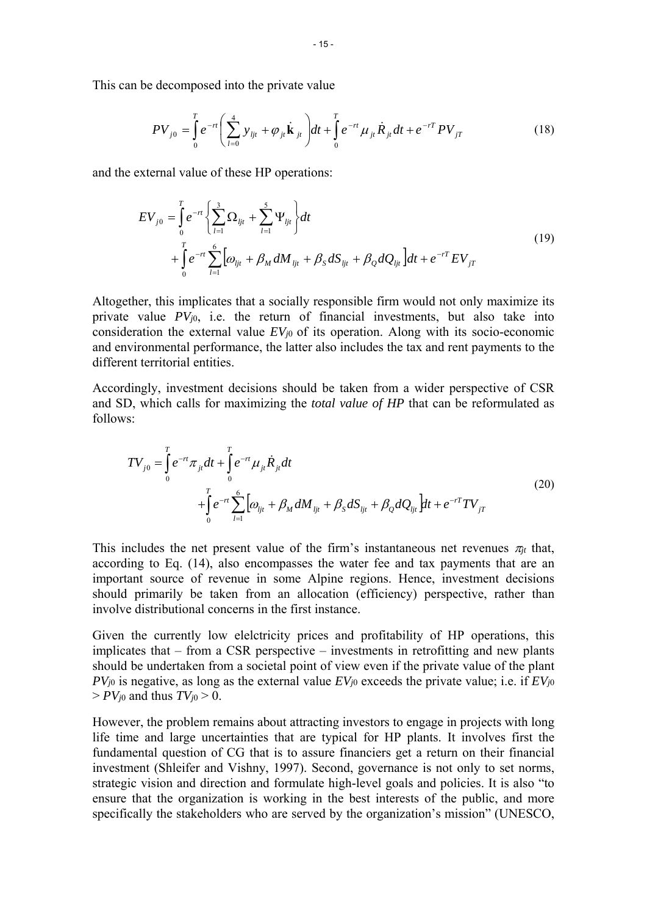This can be decomposed into the private value

$$PV_{j0} = \int_0^T e^{-rt} \left( \sum_{l=0}^{4} y_{ljt} + \varphi_{jt} \dot{\mathbf{k}}_{jt} \right) dt + \int_0^T e^{-rt} \mu_{jt} \dot{R}_{jt} dt + e^{-rT} PV_{jT} \tag{18}$$

and the external value of these HP operations:

$$\begin{aligned} EV_{j0} &= \int_0^T e^{-rt} \left\{ \sum_{l=1}^{3} \Omega_{ljt} + \sum_{l=1}^{5} \Psi_{ljt} \right\} dt \\ &+ \int_0^T e^{-rt} \sum_{l=1}^{6} \left[ \omega_{ljt} + \beta_M dM_{ljt} + \beta_S dS_{ljt} + \beta_Q dQ_{ljt} \right] dt + e^{-rT} EV_{jT} \end{aligned} \tag{19}$$

Altogether, this implicates that a socially responsible firm would not only maximize its private value $PV_{j0}$, i.e. the return of financial investments, but also take into consideration the external value $EV_{j0}$ of its operation. Along with its socio-economic and environmental performance, the latter also includes the tax and rent payments to the different territorial entities.

Accordingly, investment decisions should be taken from a wider perspective of CSR and SD, which calls for maximizing the *total value of HP* that can be reformulated as follows:

$$\begin{aligned} TV_{j0} &= \int_0^T e^{-rt} \pi_{jt} dt + \int_0^T e^{-rt} \mu_{jt} \dot{R}_{jt} dt \\ &\quad + \int_0^T e^{-rt} \sum_{l=1}^{6} \left[ \omega_{ljt} + \beta_M dM_{ljt} + \beta_S dS_{ljt} + \beta_Q dQ_{ljt} \right] dt + e^{-rT} TV_{jT} \end{aligned} \tag{20}$$

This includes the net present value of the firm's instantaneous net revenues $\pi_{jt}$ that, according to Eq. (14), also encompasses the water fee and tax payments that are an important source of revenue in some Alpine regions. Hence, investment decisions should primarily be taken from an allocation (efficiency) perspective, rather than involve distributional concerns in the first instance.

Given the currently low elelctricity prices and profitability of HP operations, this implicates that – from a CSR perspective – investments in retrofitting and new plants should be undertaken from a societal point of view even if the private value of the plant $PV_{j0}$ is negative, as long as the external value $EV_{j0}$ exceeds the private value; i.e. if $EV_{j0} > PV_{j0}$ and thus $TV_{j0} > 0$.

However, the problem remains about attracting investors to engage in projects with long life time and large uncertainties that are typical for HP plants. It involves first the fundamental question of CG that is to assure financiers get a return on their financial investment (Shleifer and Vishny, 1997). Second, governance is not only to set norms, strategic vision and direction and formulate high-level goals and policies. It is also "to ensure that the organization is working in the best interests of the public, and more specifically the stakeholders who are served by the organization's mission" (UNESCO,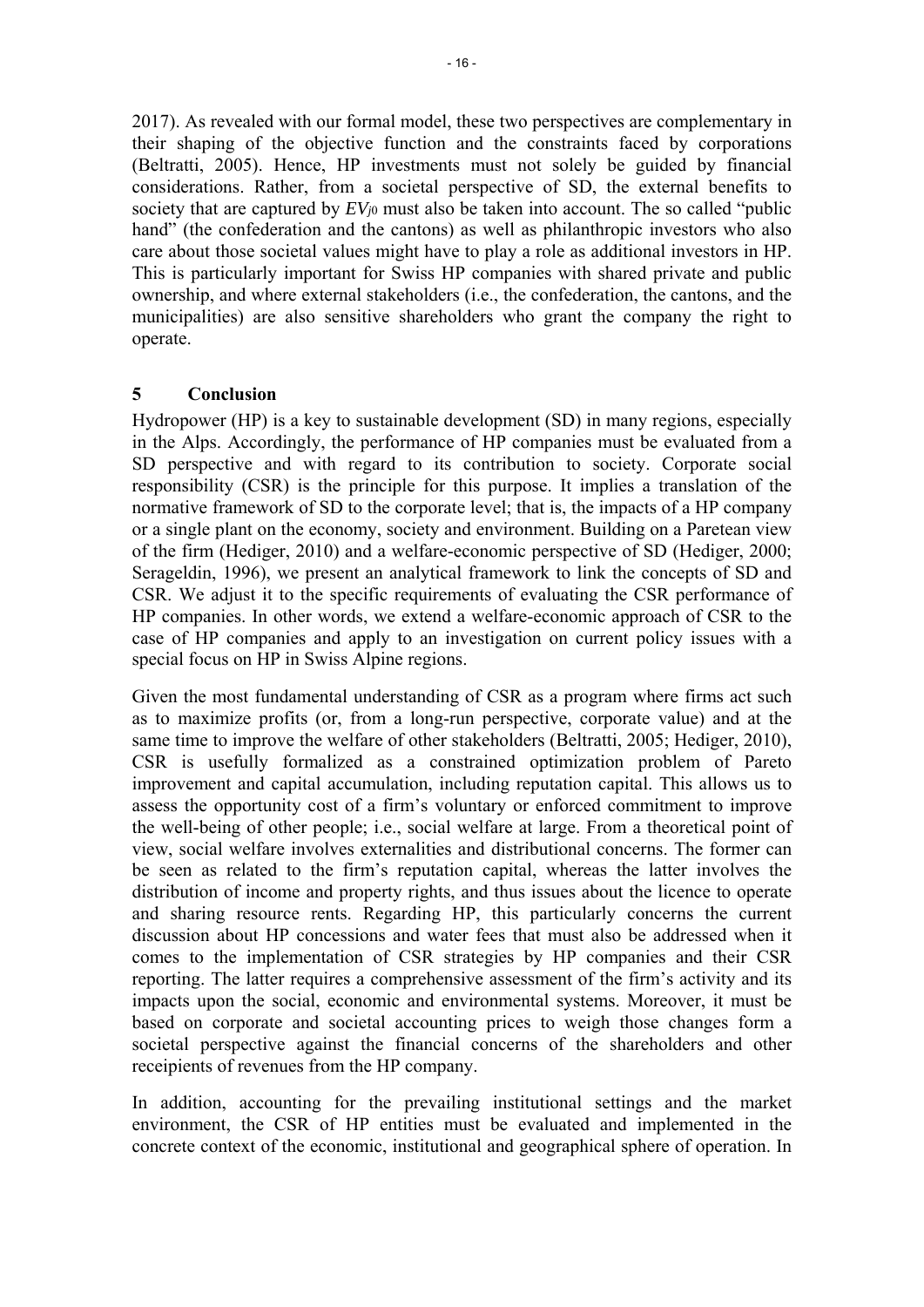2017). As revealed with our formal model, these two perspectives are complementary in their shaping of the objective function and the constraints faced by corporations (Beltratti, 2005). Hence, HP investments must not solely be guided by financial considerations. Rather, from a societal perspective of SD, the external benefits to society that are captured by $EV_{j0}$ must also be taken into account. The so called "public hand" (the confederation and the cantons) as well as philanthropic investors who also care about those societal values might have to play a role as additional investors in HP. This is particularly important for Swiss HP companies with shared private and public ownership, and where external stakeholders (i.e., the confederation, the cantons, and the municipalities) are also sensitive shareholders who grant the company the right to operate.

## 5 Conclusion

Hydropower (HP) is a key to sustainable development (SD) in many regions, especially in the Alps. Accordingly, the performance of HP companies must be evaluated from a SD perspective and with regard to its contribution to society. Corporate social responsibility (CSR) is the principle for this purpose. It implies a translation of the normative framework of SD to the corporate level; that is, the impacts of a HP company or a single plant on the economy, society and environment. Building on a Paretean view of the firm (Hediger, 2010) and a welfare-economic perspective of SD (Hediger, 2000; Serageldin, 1996), we present an analytical framework to link the concepts of SD and CSR. We adjust it to the specific requirements of evaluating the CSR performance of HP companies. In other words, we extend a welfare-economic approach of CSR to the case of HP companies and apply to an investigation on current policy issues with a special focus on HP in Swiss Alpine regions.

Given the most fundamental understanding of CSR as a program where firms act such as to maximize profits (or, from a long-run perspective, corporate value) and at the same time to improve the welfare of other stakeholders (Beltratti, 2005; Hediger, 2010), CSR is usefully formalized as a constrained optimization problem of Pareto improvement and capital accumulation, including reputation capital. This allows us to assess the opportunity cost of a firm's voluntary or enforced commitment to improve the well-being of other people; i.e., social welfare at large. From a theoretical point of view, social welfare involves externalities and distributional concerns. The former can be seen as related to the firm's reputation capital, whereas the latter involves the distribution of income and property rights, and thus issues about the licence to operate and sharing resource rents. Regarding HP, this particularly concerns the current discussion about HP concessions and water fees that must also be addressed when it comes to the implementation of CSR strategies by HP companies and their CSR reporting. The latter requires a comprehensive assessment of the firm's activity and its impacts upon the social, economic and environmental systems. Moreover, it must be based on corporate and societal accounting prices to weigh those changes form a societal perspective against the financial concerns of the shareholders and other receipients of revenues from the HP company.

In addition, accounting for the prevailing institutional settings and the market environment, the CSR of HP entities must be evaluated and implemented in the concrete context of the economic, institutional and geographical sphere of operation. In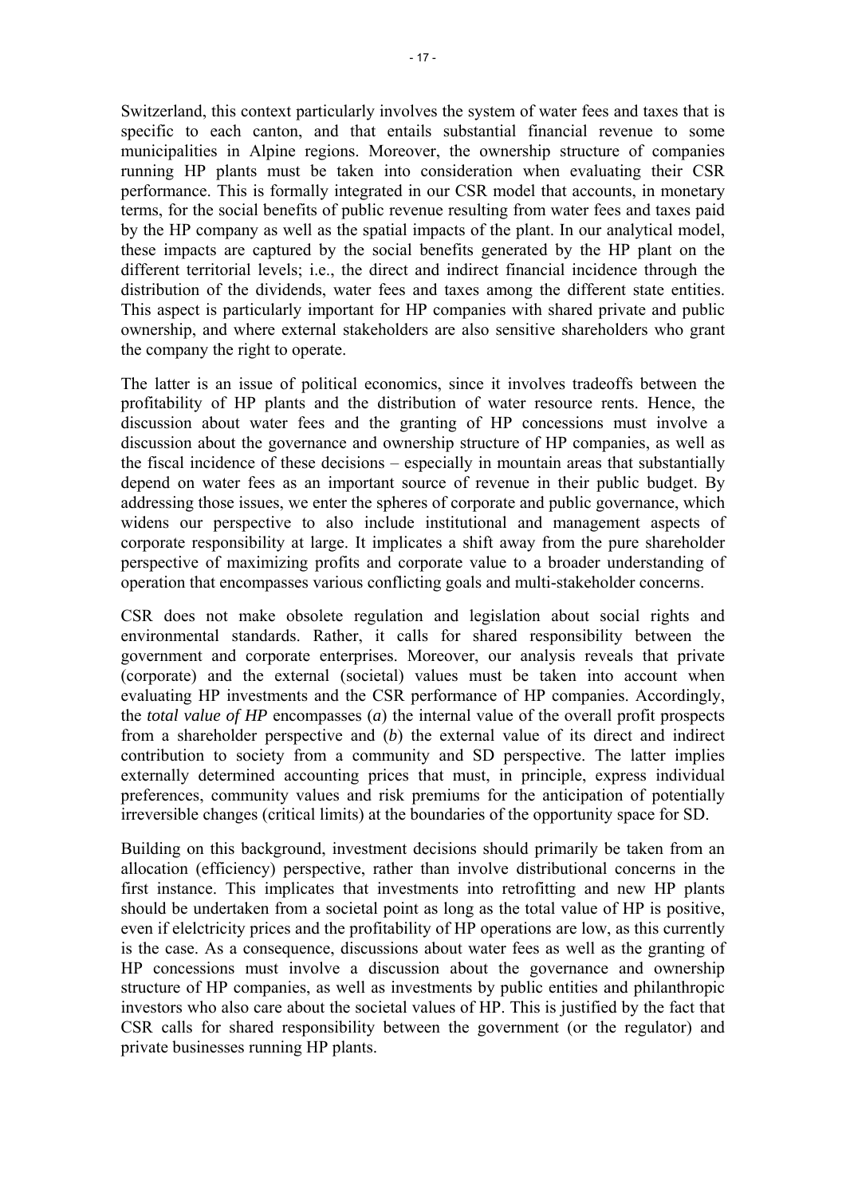Switzerland, this context particularly involves the system of water fees and taxes that is specific to each canton, and that entails substantial financial revenue to some municipalities in Alpine regions. Moreover, the ownership structure of companies running HP plants must be taken into consideration when evaluating their CSR performance. This is formally integrated in our CSR model that accounts, in monetary terms, for the social benefits of public revenue resulting from water fees and taxes paid by the HP company as well as the spatial impacts of the plant. In our analytical model, these impacts are captured by the social benefits generated by the HP plant on the different territorial levels; i.e., the direct and indirect financial incidence through the distribution of the dividends, water fees and taxes among the different state entities. This aspect is particularly important for HP companies with shared private and public ownership, and where external stakeholders are also sensitive shareholders who grant the company the right to operate.

The latter is an issue of political economics, since it involves tradeoffs between the profitability of HP plants and the distribution of water resource rents. Hence, the discussion about water fees and the granting of HP concessions must involve a discussion about the governance and ownership structure of HP companies, as well as the fiscal incidence of these decisions – especially in mountain areas that substantially depend on water fees as an important source of revenue in their public budget. By addressing those issues, we enter the spheres of corporate and public governance, which widens our perspective to also include institutional and management aspects of corporate responsibility at large. It implicates a shift away from the pure shareholder perspective of maximizing profits and corporate value to a broader understanding of operation that encompasses various conflicting goals and multi-stakeholder concerns.

CSR does not make obsolete regulation and legislation about social rights and environmental standards. Rather, it calls for shared responsibility between the government and corporate enterprises. Moreover, our analysis reveals that private (corporate) and the external (societal) values must be taken into account when evaluating HP investments and the CSR performance of HP companies. Accordingly, the *total value of HP* encompasses (*a*) the internal value of the overall profit prospects from a shareholder perspective and (*b*) the external value of its direct and indirect contribution to society from a community and SD perspective. The latter implies externally determined accounting prices that must, in principle, express individual preferences, community values and risk premiums for the anticipation of potentially irreversible changes (critical limits) at the boundaries of the opportunity space for SD.

Building on this background, investment decisions should primarily be taken from an allocation (efficiency) perspective, rather than involve distributional concerns in the first instance. This implicates that investments into retrofitting and new HP plants should be undertaken from a societal point as long as the total value of HP is positive, even if elelctricity prices and the profitability of HP operations are low, as this currently is the case. As a consequence, discussions about water fees as well as the granting of HP concessions must involve a discussion about the governance and ownership structure of HP companies, as well as investments by public entities and philanthropic investors who also care about the societal values of HP. This is justified by the fact that CSR calls for shared responsibility between the government (or the regulator) and private businesses running HP plants.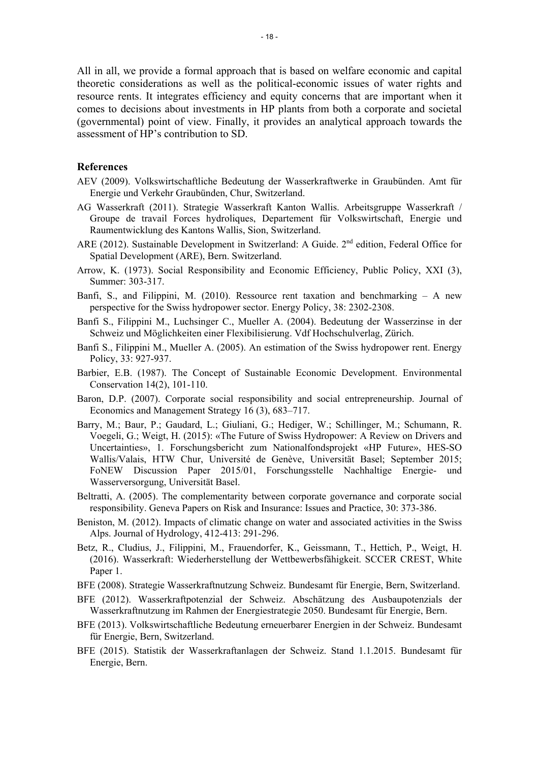All in all, we provide a formal approach that is based on welfare economic and capital theoretic considerations as well as the political-economic issues of water rights and resource rents. It integrates efficiency and equity concerns that are important when it comes to decisions about investments in HP plants from both a corporate and societal (governmental) point of view. Finally, it provides an analytical approach towards the assessment of HP's contribution to SD.

## References

AEV (2009). Volkswirtschaftliche Bedeutung der Wasserkraftwerke in Graubünden. Amt für Energie und Verkehr Graubünden, Chur, Switzerland.

AG Wasserkraft (2011). Strategie Wasserkraft Kanton Wallis. Arbeitsgruppe Wasserkraft / Groupe de travail Forces hydroliques, Departement für Volkswirtschaft, Energie und Raumentwicklung des Kantons Wallis, Sion, Switzerland.

ARE (2012). Sustainable Development in Switzerland: A Guide. 2nd edition, Federal Office for Spatial Development (ARE), Bern. Switzerland.

Arrow, K. (1973). Social Responsibility and Economic Efficiency, Public Policy, XXI (3), Summer: 303-317.

Banfi, S., and Filippini, M. (2010). Ressource rent taxation and benchmarking – A new perspective for the Swiss hydropower sector. Energy Policy, 38: 2302-2308.

Banfi S., Filippini M., Luchsinger C., Mueller A. (2004). Bedeutung der Wasserzinse in der Schweiz und Möglichkeiten einer Flexibilisierung. Vdf Hochschulverlag, Zürich.

Banfi S., Filippini M., Mueller A. (2005). An estimation of the Swiss hydropower rent. Energy Policy, 33: 927-937.

Barbier, E.B. (1987). The Concept of Sustainable Economic Development. Environmental Conservation 14(2), 101-110.

Baron, D.P. (2007). Corporate social responsibility and social entrepreneurship. Journal of Economics and Management Strategy 16 (3), 683–717.

Barry, M.; Baur, P.; Gaudard, L.; Giuliani, G.; Hediger, W.; Schillinger, M.; Schumann, R. Voegeli, G.; Weigt, H. (2015): «The Future of Swiss Hydropower: A Review on Drivers and Uncertainties», 1. Forschungsbericht zum Nationalfondsprojekt «HP Future», HES-SO Wallis/Valais, HTW Chur, Université de Genève, Universität Basel; September 2015; FoNEW Discussion Paper 2015/01, Forschungsstelle Nachhaltige Energie- und Wasserversorgung, Universität Basel.

Beltratti, A. (2005). The complementarity between corporate governance and corporate social responsibility. Geneva Papers on Risk and Insurance: Issues and Practice, 30: 373-386.

Beniston, M. (2012). Impacts of climatic change on water and associated activities in the Swiss Alps. Journal of Hydrology, 412-413: 291-296.

Betz, R., Cludius, J., Filippini, M., Frauendorfer, K., Geissmann, T., Hettich, P., Weigt, H. (2016). Wasserkraft: Wiederherstellung der Wettbewerbsfähigkeit. SCCER CREST, White Paper 1.

BFE (2008). Strategie Wasserkraftnutzung Schweiz. Bundesamt für Energie, Bern, Switzerland.

BFE (2012). Wasserkraftpotenzial der Schweiz. Abschätzung des Ausbaupotenzials der Wasserkraftnutzung im Rahmen der Energiestrategie 2050. Bundesamt für Energie, Bern.

BFE (2013). Volkswirtschaftliche Bedeutung erneuerbarer Energien in der Schweiz. Bundesamt für Energie, Bern, Switzerland.

BFE (2015). Statistik der Wasserkraftanlagen der Schweiz. Stand 1.1.2015. Bundesamt für Energie, Bern.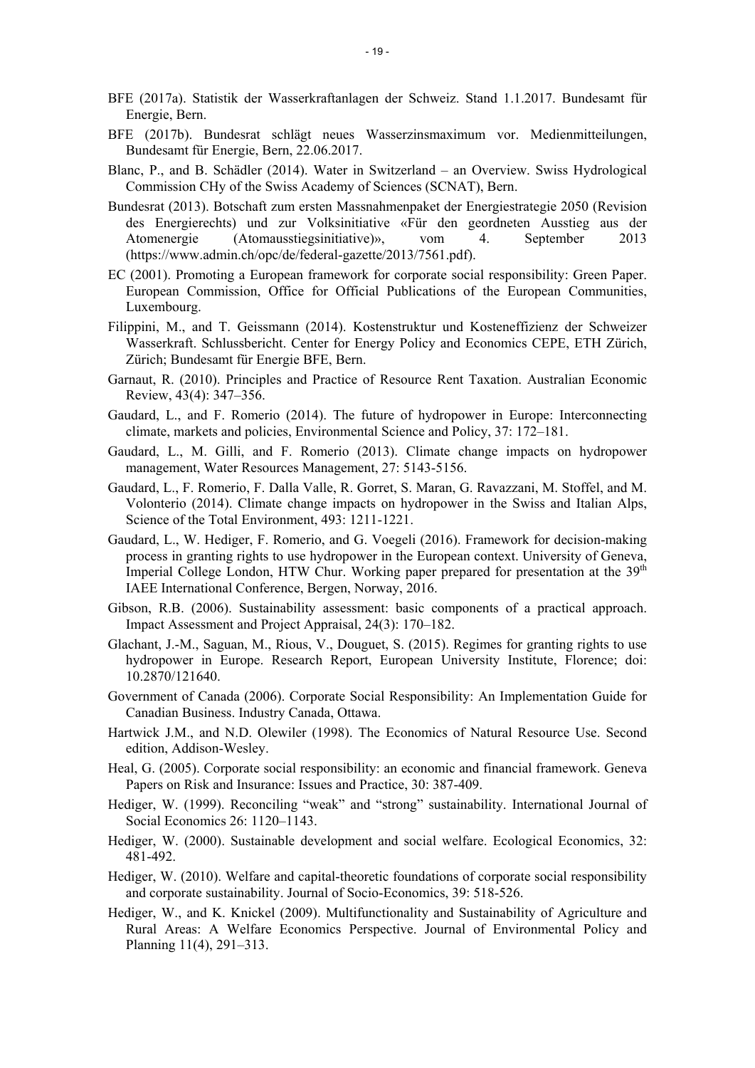BFE (2017a). Statistik der Wasserkraftanlagen der Schweiz. Stand 1.1.2017. Bundesamt für Energie, Bern.

BFE (2017b). Bundesrat schlägt neues Wasserzinsmaximum vor. Medienmitteilungen, Bundesamt für Energie, Bern, 22.06.2017.

Blanc, P., and B. Schädler (2014). Water in Switzerland – an Overview. Swiss Hydrological Commission CHy of the Swiss Academy of Sciences (SCNAT), Bern.

Bundesrat (2013). Botschaft zum ersten Massnahmenpaket der Energiestrategie 2050 (Revision des Energierechts) und zur Volksinitiative «Für den geordneten Ausstieg aus der Atomenergie (Atomausstiegsinitiative)», vom 4. September 2013 (https://www.admin.ch/opc/de/federal-gazette/2013/7561.pdf).

EC (2001). Promoting a European framework for corporate social responsibility: Green Paper. European Commission, Office for Official Publications of the European Communities, Luxembourg.

Filippini, M., and T. Geissmann (2014). Kostenstruktur und Kosteneffizienz der Schweizer Wasserkraft. Schlussbericht. Center for Energy Policy and Economics CEPE, ETH Zürich, Zürich; Bundesamt für Energie BFE, Bern.

Garnaut, R. (2010). Principles and Practice of Resource Rent Taxation. Australian Economic Review, 43(4): 347–356.

Gaudard, L., and F. Romerio (2014). The future of hydropower in Europe: Interconnecting climate, markets and policies, Environmental Science and Policy, 37: 172–181.

Gaudard, L., M. Gilli, and F. Romerio (2013). Climate change impacts on hydropower management, Water Resources Management, 27: 5143-5156.

Gaudard, L., F. Romerio, F. Dalla Valle, R. Gorret, S. Maran, G. Ravazzani, M. Stoffel, and M. Volonterio (2014). Climate change impacts on hydropower in the Swiss and Italian Alps, Science of the Total Environment, 493: 1211-1221.

Gaudard, L., W. Hediger, F. Romerio, and G. Voegeli (2016). Framework for decision-making process in granting rights to use hydropower in the European context. University of Geneva, Imperial College London, HTW Chur. Working paper prepared for presentation at the 39th IAEE International Conference, Bergen, Norway, 2016.

Gibson, R.B. (2006). Sustainability assessment: basic components of a practical approach. Impact Assessment and Project Appraisal, 24(3): 170–182.

Glachant, J.-M., Saguan, M., Rious, V., Douguet, S. (2015). Regimes for granting rights to use hydropower in Europe. Research Report, European University Institute, Florence; doi: 10.2870/121640.

Government of Canada (2006). Corporate Social Responsibility: An Implementation Guide for Canadian Business. Industry Canada, Ottawa.

Hartwick J.M., and N.D. Olewiler (1998). The Economics of Natural Resource Use. Second edition, Addison-Wesley.

Heal, G. (2005). Corporate social responsibility: an economic and financial framework. Geneva Papers on Risk and Insurance: Issues and Practice, 30: 387-409.

Hediger, W. (1999). Reconciling "weak" and "strong" sustainability. International Journal of Social Economics 26: 1120–1143.

Hediger, W. (2000). Sustainable development and social welfare. Ecological Economics, 32: 481-492.

Hediger, W. (2010). Welfare and capital-theoretic foundations of corporate social responsibility and corporate sustainability. Journal of Socio-Economics, 39: 518-526.

Hediger, W., and K. Knickel (2009). Multifunctionality and Sustainability of Agriculture and Rural Areas: A Welfare Economics Perspective. Journal of Environmental Policy and Planning 11(4), 291–313.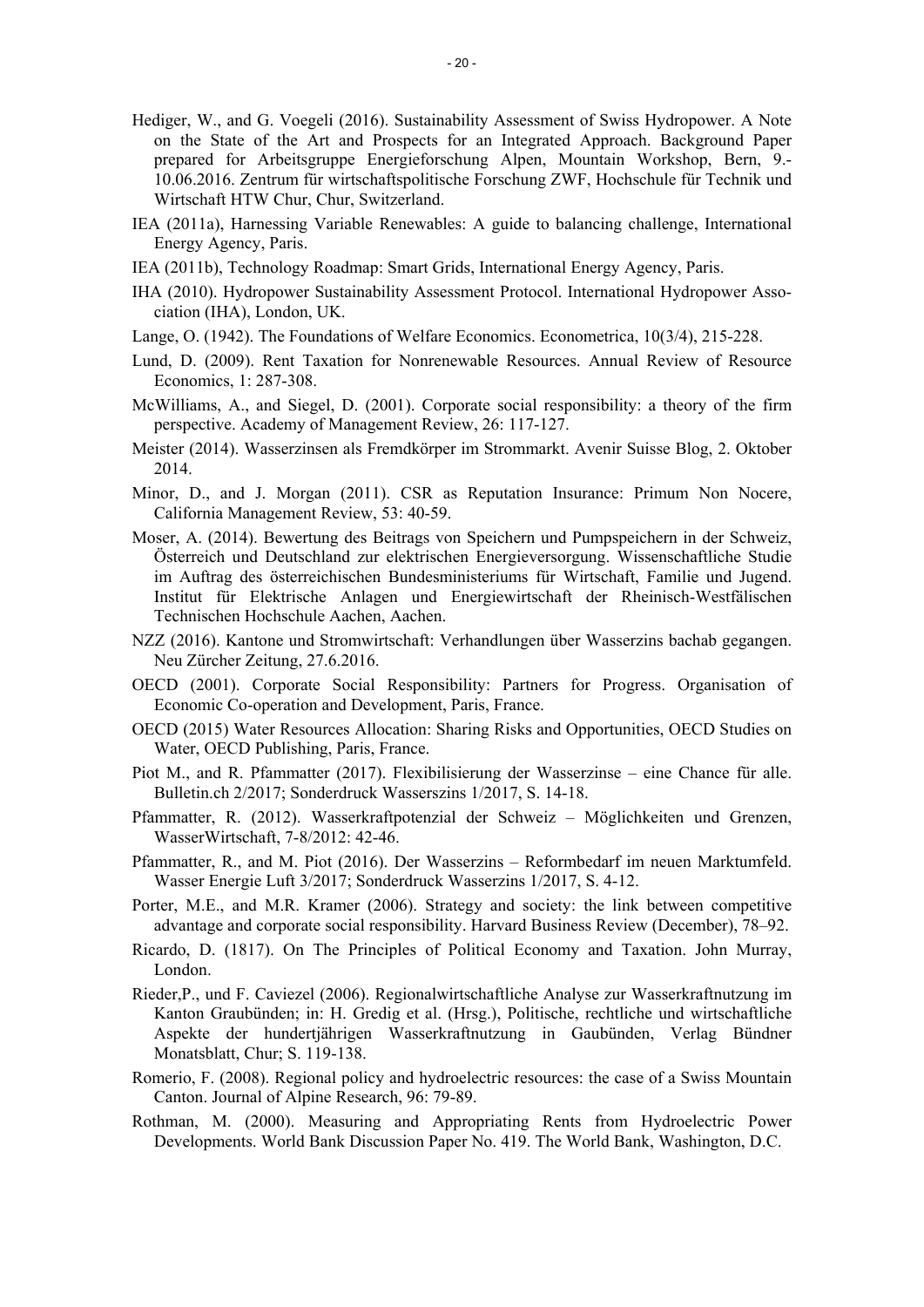Hediger, W., and G. Voegeli (2016). Sustainability Assessment of Swiss Hydropower. A Note on the State of the Art and Prospects for an Integrated Approach. Background Paper prepared for Arbeitsgruppe Energieforschung Alpen, Mountain Workshop, Bern, 9.-10.06.2016. Zentrum für wirtschaftspolitische Forschung ZWF, Hochschule für Technik und Wirtschaft HTW Chur, Chur, Switzerland.

IEA (2011a), Harnessing Variable Renewables: A guide to balancing challenge, International Energy Agency, Paris.

IEA (2011b), Technology Roadmap: Smart Grids, International Energy Agency, Paris.

IHA (2010). Hydropower Sustainability Assessment Protocol. International Hydropower Association (IHA), London, UK.

Lange, O. (1942). The Foundations of Welfare Economics. Econometrica, 10(3/4), 215-228.

Lund, D. (2009). Rent Taxation for Nonrenewable Resources. Annual Review of Resource Economics, 1: 287-308.

McWilliams, A., and Siegel, D. (2001). Corporate social responsibility: a theory of the firm perspective. Academy of Management Review, 26: 117-127.

Meister (2014). Wasserzinsen als Fremdkörper im Strommarkt. Avenir Suisse Blog, 2. Oktober 2014.

Minor, D., and J. Morgan (2011). CSR as Reputation Insurance: Primum Non Nocere, California Management Review, 53: 40-59.

Moser, A. (2014). Bewertung des Beitrags von Speichern und Pumpspeichern in der Schweiz, Österreich und Deutschland zur elektrischen Energieversorgung. Wissenschaftliche Studie im Auftrag des österreichischen Bundesministeriums für Wirtschaft, Familie und Jugend. Institut für Elektrische Anlagen und Energiewirtschaft der Rheinisch-Westfälischen Technischen Hochschule Aachen, Aachen.

NZZ (2016). Kantone und Stromwirtschaft: Verhandlungen über Wasserzins bachab gegangen. Neu Zürcher Zeitung, 27.6.2016.

OECD (2001). Corporate Social Responsibility: Partners for Progress. Organisation of Economic Co-operation and Development, Paris, France.

OECD (2015) Water Resources Allocation: Sharing Risks and Opportunities, OECD Studies on Water, OECD Publishing, Paris, France.

Piot M., and R. Pfammatter (2017). Flexibilisierung der Wasserzinse – eine Chance für alle. Bulletin.ch 2/2017; Sonderdruck Wasserszins 1/2017, S. 14-18.

Pfammatter, R. (2012). Wasserkraftpotenzial der Schweiz – Möglichkeiten und Grenzen, WasserWirtschaft, 7-8/2012: 42-46.

Pfammatter, R., and M. Piot (2016). Der Wasserzins – Reformbedarf im neuen Marktumfeld. Wasser Energie Luft 3/2017; Sonderdruck Wasserzins 1/2017, S. 4-12.

Porter, M.E., and M.R. Kramer (2006). Strategy and society: the link between competitive advantage and corporate social responsibility. Harvard Business Review (December), 78–92.

Ricardo, D. (1817). On The Principles of Political Economy and Taxation. John Murray, London.

Rieder,P., und F. Caviezel (2006). Regionalwirtschaftliche Analyse zur Wasserkraftnutzung im Kanton Graubünden; in: H. Gredig et al. (Hrsg.), Politische, rechtliche und wirtschaftliche Aspekte der hundertjährigen Wasserkraftnutzung in Gaubünden, Verlag Bündner Monatsblatt, Chur; S. 119-138.

Romerio, F. (2008). Regional policy and hydroelectric resources: the case of a Swiss Mountain Canton. Journal of Alpine Research, 96: 79-89.

Rothman, M. (2000). Measuring and Appropriating Rents from Hydroelectric Power Developments. World Bank Discussion Paper No. 419. The World Bank, Washington, D.C.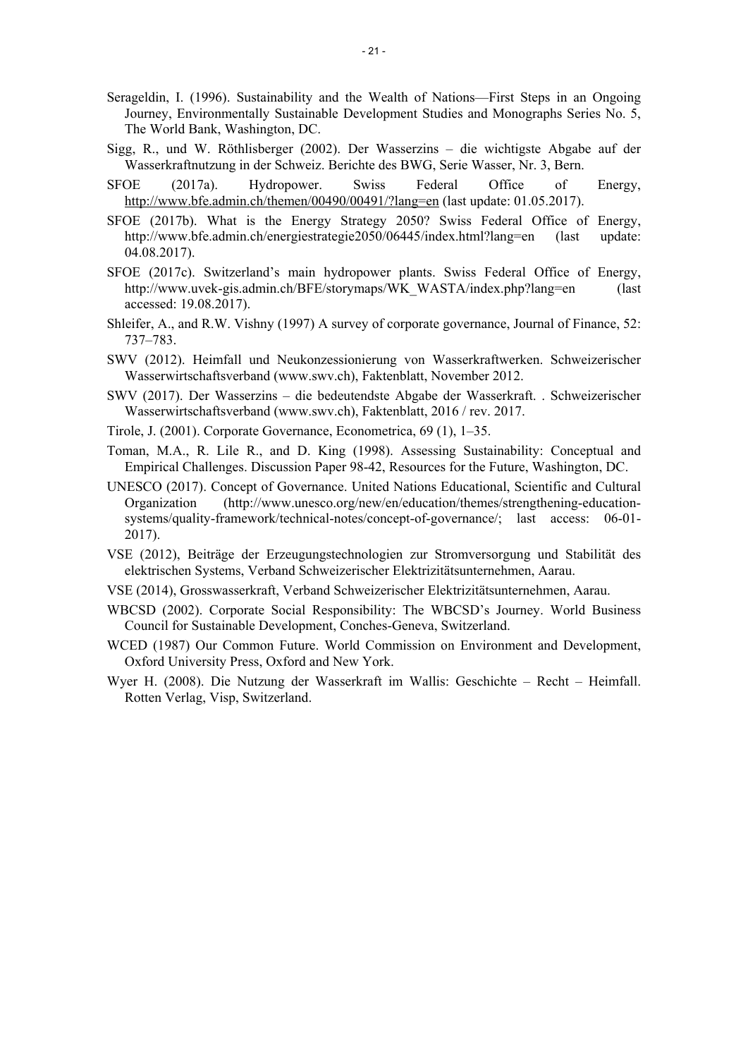Serageldin, I. (1996). Sustainability and the Wealth of Nations—First Steps in an Ongoing Journey, Environmentally Sustainable Development Studies and Monographs Series No. 5, The World Bank, Washington, DC.

Sigg, R., und W. Röthlisberger (2002). Der Wasserzins – die wichtigste Abgabe auf der Wasserkraftnutzung in der Schweiz. Berichte des BWG, Serie Wasser, Nr. 3, Bern.

SFOE (2017a). Hydropower. Swiss Federal Office of Energy, http://www.bfe.admin.ch/themen/00490/00491/?lang=en (last update: 01.05.2017).

SFOE (2017b). What is the Energy Strategy 2050? Swiss Federal Office of Energy, http://www.bfe.admin.ch/energiestrategie2050/06445/index.html?lang=en (last update: 04.08.2017).

SFOE (2017c). Switzerland's main hydropower plants. Swiss Federal Office of Energy, http://www.uvek-gis.admin.ch/BFE/storymaps/WK_WASTA/index.php?lang=en (last accessed: 19.08.2017).

Shleifer, A., and R.W. Vishny (1997) A survey of corporate governance, Journal of Finance, 52: 737–783.

SWV (2012). Heimfall und Neukonzessionierung von Wasserkraftwerken. Schweizerischer Wasserwirtschaftsverband (www.swv.ch), Faktenblatt, November 2012.

SWV (2017). Der Wasserzins – die bedeutendste Abgabe der Wasserkraft. . Schweizerischer Wasserwirtschaftsverband (www.swv.ch), Faktenblatt, 2016 / rev. 2017.

Tirole, J. (2001). Corporate Governance, Econometrica, 69 (1), 1–35.

Toman, M.A., R. Lile R., and D. King (1998). Assessing Sustainability: Conceptual and Empirical Challenges. Discussion Paper 98-42, Resources for the Future, Washington, DC.

UNESCO (2017). Concept of Governance. United Nations Educational, Scientific and Cultural Organization (http://www.unesco.org/new/en/education/themes/strengthening-education-systems/quality-framework/technical-notes/concept-of-governance/; last access: 06-01-2017).

VSE (2012), Beiträge der Erzeugungstechnologien zur Stromversorgung und Stabilität des elektrischen Systems, Verband Schweizerischer Elektrizitätsunternehmen, Aarau.

VSE (2014), Grosswasserkraft, Verband Schweizerischer Elektrizitätsunternehmen, Aarau.

WBCSD (2002). Corporate Social Responsibility: The WBCSD's Journey. World Business Council for Sustainable Development, Conches-Geneva, Switzerland.

WCED (1987) Our Common Future. World Commission on Environment and Development, Oxford University Press, Oxford and New York.

Wyer H. (2008). Die Nutzung der Wasserkraft im Wallis: Geschichte – Recht – Heimfall. Rotten Verlag, Visp, Switzerland.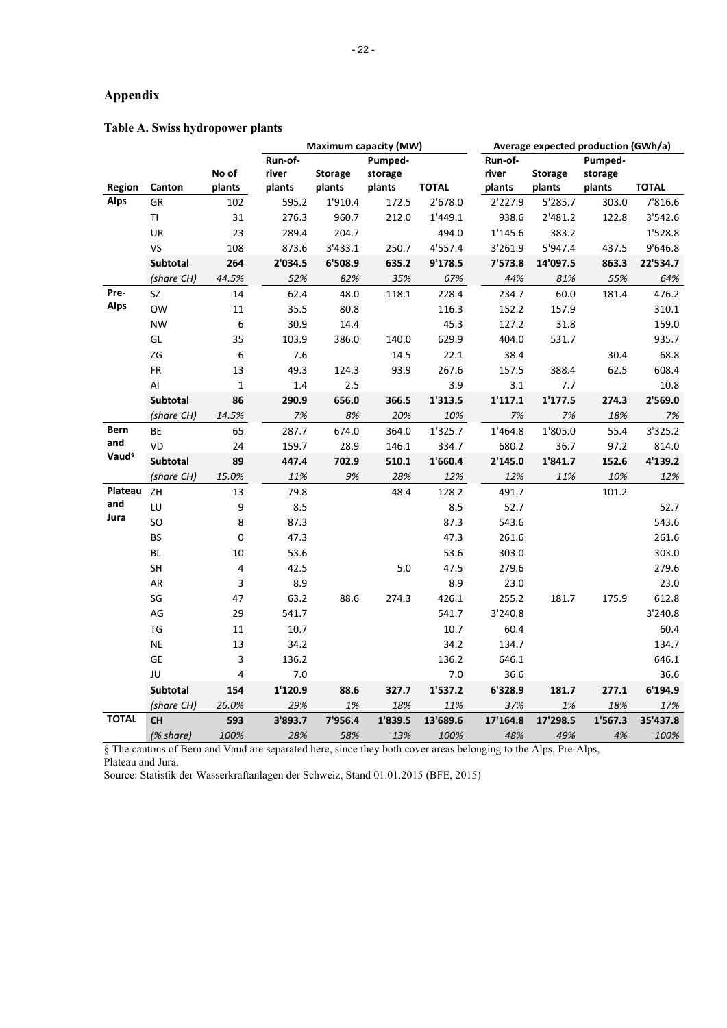# Appendix

### Table A. Swiss hydropower plants

| | | | Maximum capacity (MW) | | | | Average expected production (GWh/a) | | | |
|---|---|---|---|---|---|---|---|---|---|---|
| Region | Canton | No of plants | Run-of-river plants | Storage plants | Pumped-storage plants | TOTAL | Run-of-river plants | Storage plants | Pumped-storage plants | TOTAL |
| Alps | GR | 102 | 595.2 | 1'910.4 | 172.5 | 2'678.0 | 2'227.9 | 5'285.7 | 303.0 | 7'816.6 |
| | TI | 31 | 276.3 | 960.7 | 212.0 | 1'449.1 | 938.6 | 2'481.2 | 122.8 | 3'542.6 |
| | UR | 23 | 289.4 | 204.7 | | 494.0 | 1'145.6 | 383.2 | | 1'528.8 |
| | VS | 108 | 873.6 | 3'433.1 | 250.7 | 4'557.4 | 3'261.9 | 5'947.4 | 437.5 | 9'646.8 |
| | **Subtotal** | **264** | **2'034.5** | **6'508.9** | **635.2** | **9'178.5** | **7'573.8** | **14'097.5** | **863.3** | **22'534.7** |
| | *(share CH)* | *44.5%* | *52%* | *82%* | *35%* | *67%* | *44%* | *81%* | *55%* | *64%* |
| Pre-Alps | SZ | 14 | 62.4 | 48.0 | 118.1 | 228.4 | 234.7 | 60.0 | 181.4 | 476.2 |
| | OW | 11 | 35.5 | 80.8 | | 116.3 | 152.2 | 157.9 | | 310.1 |
| | NW | 6 | 30.9 | 14.4 | | 45.3 | 127.2 | 31.8 | | 159.0 |
| | GL | 35 | 103.9 | 386.0 | 140.0 | 629.9 | 404.0 | 531.7 | | 935.7 |
| | ZG | 6 | 7.6 | | 14.5 | 22.1 | 38.4 | | 30.4 | 68.8 |
| | FR | 13 | 49.3 | 124.3 | 93.9 | 267.6 | 157.5 | 388.4 | 62.5 | 608.4 |
| | AI | 1 | 1.4 | 2.5 | | 3.9 | 3.1 | 7.7 | | 10.8 |
| | **Subtotal** | **86** | **290.9** | **656.0** | **366.5** | **1'313.5** | **1'117.1** | **1'177.5** | **274.3** | **2'569.0** |
| | *(share CH)* | *14.5%* | *7%* | *8%* | *20%* | *10%* | *7%* | *7%* | *18%* | *7%* |
| Bern and Vaud§ | BE | 65 | 287.7 | 674.0 | 364.0 | 1'325.7 | 1'464.8 | 1'805.0 | 55.4 | 3'325.2 |
| | VD | 24 | 159.7 | 28.9 | 146.1 | 334.7 | 680.2 | 36.7 | 97.2 | 814.0 |
| | **Subtotal** | **89** | **447.4** | **702.9** | **510.1** | **1'660.4** | **2'145.0** | **1'841.7** | **152.6** | **4'139.2** |
| | *(share CH)* | *15.0%* | *11%* | *9%* | *28%* | *12%* | *12%* | *11%* | *10%* | *12%* |
| Plateau and Jura | ZH | 13 | 79.8 | | 48.4 | 128.2 | 491.7 | | 101.2 | |
| | LU | 9 | 8.5 | | | 8.5 | 52.7 | | | 52.7 |
| | SO | 8 | 87.3 | | | 87.3 | 543.6 | | | 543.6 |
| | BS | 0 | 47.3 | | | 47.3 | 261.6 | | | 261.6 |
| | BL | 10 | 53.6 | | | 53.6 | 303.0 | | | 303.0 |
| | SH | 4 | 42.5 | | 5.0 | 47.5 | 279.6 | | | 279.6 |
| | AR | 3 | 8.9 | | | 8.9 | 23.0 | | | 23.0 |
| | SG | 47 | 63.2 | 88.6 | 274.3 | 426.1 | 255.2 | 181.7 | 175.9 | 612.8 |
| | AG | 29 | 541.7 | | | 541.7 | 3'240.8 | | | 3'240.8 |
| | TG | 11 | 10.7 | | | 10.7 | 60.4 | | | 60.4 |
| | NE | 13 | 34.2 | | | 34.2 | 134.7 | | | 134.7 |
| | GE | 3 | 136.2 | | | 136.2 | 646.1 | | | 646.1 |
| | JU | 4 | 7.0 | | | 7.0 | 36.6 | | | 36.6 |
| | **Subtotal** | **154** | **1'120.9** | **88.6** | **327.7** | **1'537.2** | **6'328.9** | **181.7** | **277.1** | **6'194.9** |
| | *(share CH)* | *26.0%* | *29%* | *1%* | *18%* | *11%* | *37%* | *1%* | *18%* | *17%* |
| **TOTAL** | **CH** | **593** | **3'893.7** | **7'956.4** | **1'839.5** | **13'689.6** | **17'164.8** | **17'298.5** | **1'567.3** | **35'437.8** |
| | *(% share)* | *100%* | *28%* | *58%* | *13%* | *100%* | *48%* | *49%* | *4%* | *100%* |

§ The cantons of Bern and Vaud are separated here, since they both cover areas belonging to the Alps, Pre-Alps, Plateau and Jura.

Source: Statistik der Wasserkraftanlagen der Schweiz, Stand 01.01.2015 (BFE, 2015)